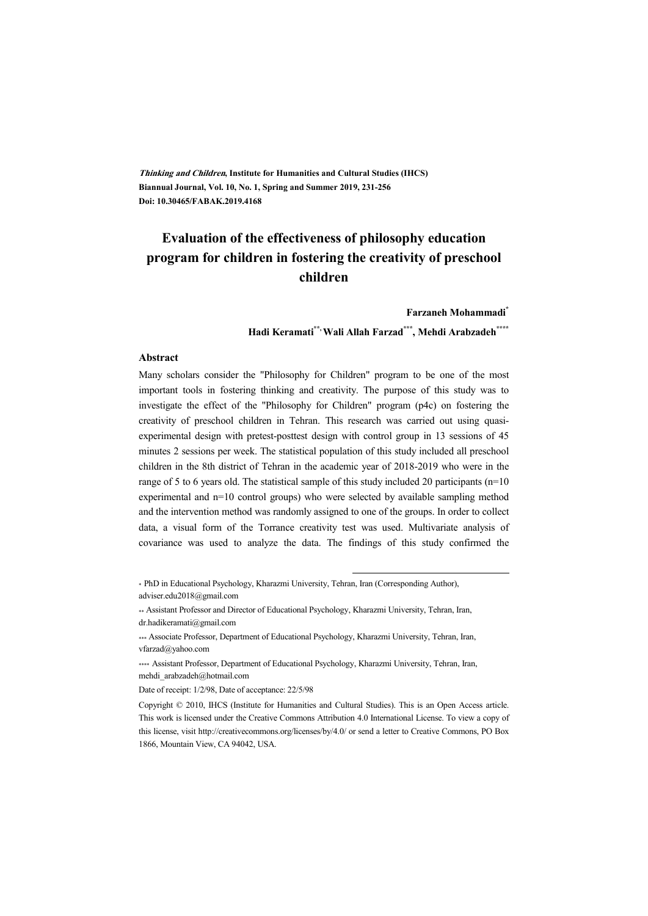*Thinking and Children*, **Institute for Humanities and Cultural Studies (IHCS)**
**Biannual Journal, Vol. 10, No. 1, Spring and Summer 2019, 231-256**
**Doi: 10.30465/FABAK.2019.4168**

# Evaluation of the effectiveness of philosophy education program for children in fostering the creativity of preschool children

**Farzaneh Mohammadi***

**Hadi Keramati**, Wali Allah Farzad***, Mehdi Arabzadeh******

### Abstract

Many scholars consider the "Philosophy for Children" program to be one of the most important tools in fostering thinking and creativity. The purpose of this study was to investigate the effect of the "Philosophy for Children" program (p4c) on fostering the creativity of preschool children in Tehran. This research was carried out using quasi-experimental design with pretest-posttest design with control group in 13 sessions of 45 minutes 2 sessions per week. The statistical population of this study included all preschool children in the 8th district of Tehran in the academic year of 2018-2019 who were in the range of 5 to 6 years old. The statistical sample of this study included 20 participants (n=10 experimental and n=10 control groups) who were selected by available sampling method and the intervention method was randomly assigned to one of the groups. In order to collect data, a visual form of the Torrance creativity test was used. Multivariate analysis of covariance was used to analyze the data. The findings of this study confirmed the

---

\* PhD in Educational Psychology, Kharazmi University, Tehran, Iran (Corresponding Author), adviser.edu2018@gmail.com

\*\* Assistant Professor and Director of Educational Psychology, Kharazmi University, Tehran, Iran, dr.hadikeramati@gmail.com

\*\*\* Associate Professor, Department of Educational Psychology, Kharazmi University, Tehran, Iran, vfarzad@yahoo.com

\*\*\*\* Assistant Professor, Department of Educational Psychology, Kharazmi University, Tehran, Iran, mehdi_arabzadeh@hotmail.com

Date of receipt: 1/2/98, Date of acceptance: 22/5/98

Copyright © 2010, IHCS (Institute for Humanities and Cultural Studies). This is an Open Access article. This work is licensed under the Creative Commons Attribution 4.0 International License. To view a copy of this license, visit http://creativecommons.org/licenses/by/4.0/ or send a letter to Creative Commons, PO Box 1866, Mountain View, CA 94042, USA.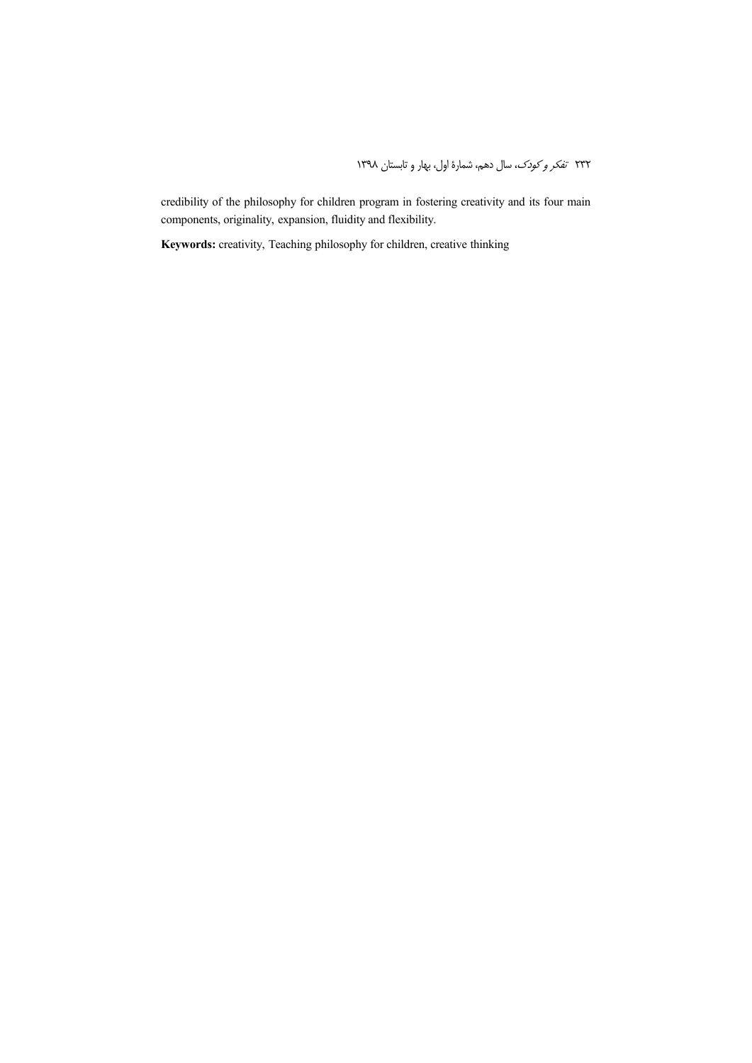credibility of the philosophy for children program in fostering creativity and its four main components, originality, expansion, fluidity and flexibility.

**Keywords:** creativity, Teaching philosophy for children, creative thinking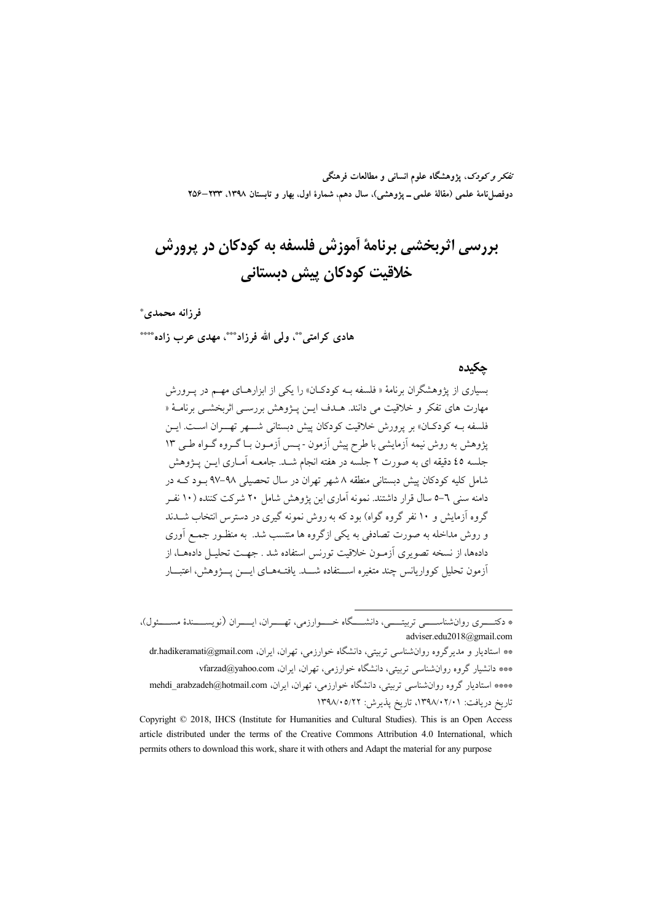# بررسی اثربخشی برنامهٔ آموزش فلسفه به کودکان در پرورش خلاقیت کودکان پیش دبستانی

**فرزانه محمدی***

**هادی کرامتی**، ولی الله فرزاد***، مهدی عرب زاده******

## چکیده

بسیاری از پژوهشگران برنامهٔ « فلسفه بـه کودکـان» را یکی از ابزارهـای مهـم در پـرورش مهارت های تفکر و خلاقیت می دانند. هـدف ایـن پـژوهش بررسـی اثربخشـی برنامـهٔ « فلسفه بـه کودکـان» بر پرورش خلاقیت کودکان پیش دبستانی شـهر تهـران اسـت. ایـن پژوهش به روش نیمه آزمایشی با طرح پیش آزمون - پـس آزمـون بـا گـروه گـواه طـی ۱۳ جلسه ٤٥ دقیقه ای به صورت ۲ جلسه در هفته انجام شـد. جامعـه آمـاری ایـن پـژوهش شامل کلیه کودکان پیش دبستانی منطقه ۸ شهر تهران در سال تحصیلی ۹۸-۹۷ بـود کـه در دامنه سنی ٦-٥ سال قرار داشتند. نمونه آماری این پژوهش شامل ۲۰ شرکت کننده (۱۰ نفـر گروه آزمایش و ۱۰ نفر گروه گواه) بود که به روش نمونه گیری در دسترس انتخاب شـدند و روش مداخله به صورت تصادفی به یکی ازگروه ها منتسب شد. به منظـور جمـع آوری داده‌ها، از نسخه تصویری آزمـون خلاقیت تورنس استفاده شد . جهـت تحليـل داده‌هـا، از آزمون تحلیل کوواریانس چند متغیره اسـتفاده شـد. یافتـه‌هـای ایـن پـژوهش، اعتبـار

---

\* دکتـری روان‌شناسـی تربیتـی، دانشـگاه خـوارزمی، تهـران، ایـران (نویسـندهٔ مسـئول)، adviser.edu2018@gmail.com

\*\* استادیار و مدیرگروه روان‌شناسی تربیتی، دانشگاه خوارزمی، تهران، ایران، dr.hadikeramati@gmail.com

\*\*\* دانشیار گروه روان‌شناسی تربیتی، دانشگاه خوارزمی، تهران، ایران، vfarzad@yahoo.com

\*\*\*\* استادیار گروه روان‌شناسی تربیتی، دانشگاه خوارزمی، تهران، ایران، mehdi_arabzadeh@hotmail.com

تاریخ دریافت: ۱۳۹۸/۰۲/۰۱، تاریخ پذیرش: ۱۳۹۸/۰۵/۲۲

Copyright © 2018, IHCS (Institute for Humanities and Cultural Studies). This is an Open Access article distributed under the terms of the Creative Commons Attribution 4.0 International, which permits others to download this work, share it with others and Adapt the material for any purpose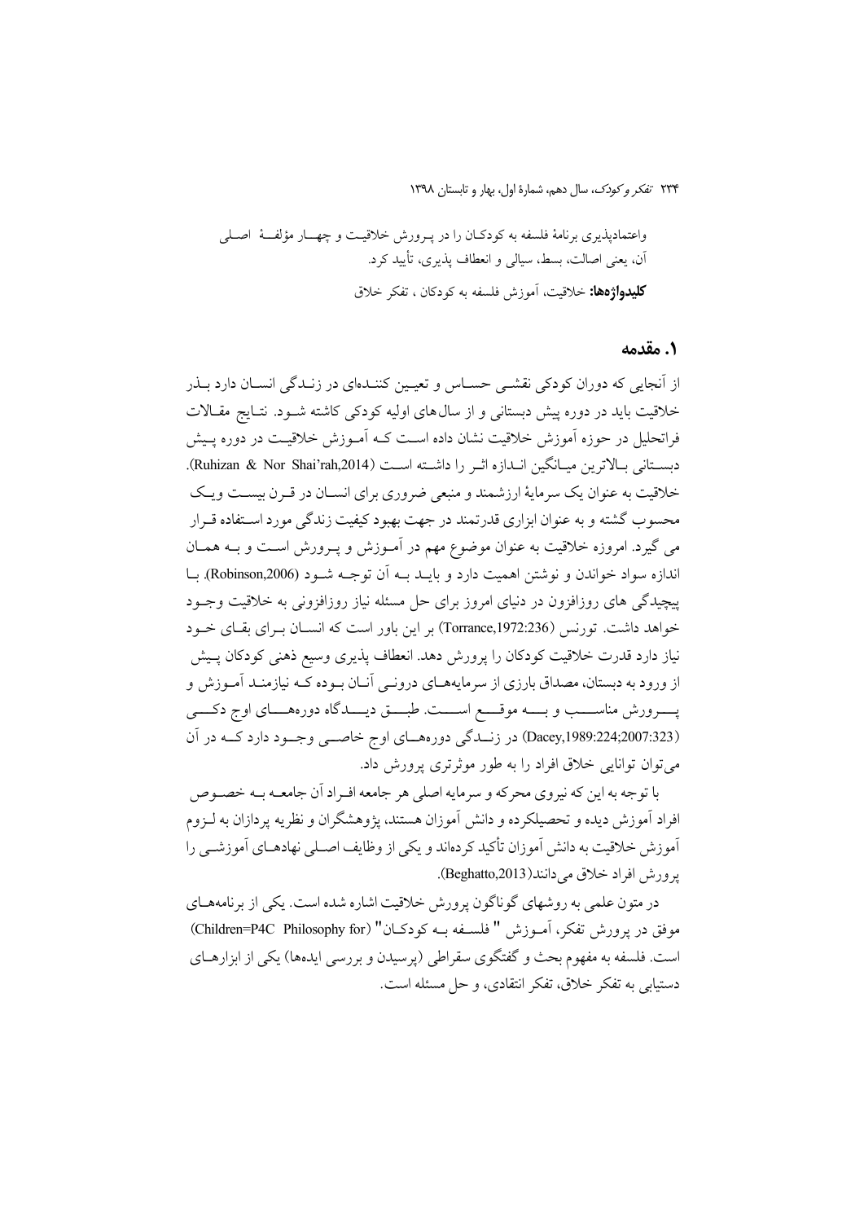واعتمادپذیری برنامهٔ فلسفه به کودکـان را در پـرورش خلاقیـت و چهـار مؤلفـهٔ اصـلی آن، یعنی اصالت، بسط، سیالی و انعطاف پذیری، تأیید کرد.

**کلیدواژه‌ها:** خلاقیت، آموزش فلسفه به کودکان ، تفکر خلاق

## ۱. مقدمه

از آنجایی که دوران کودکی نقشـی حسـاس و تعیـین کننـده‌ای در زنـدگی انسـان دارد بـذر خلاقیت باید در دوره پیش دبستانی و از سال‌های اولیه کودکی کاشته شـود. نتـایج مقـالات فراتحلیل در حوزه آموزش خلاقیت نشان داده اسـت کـه آمـوزش خلاقیـت در دوره پـیش دبسـتانی بـالاترین میـانگین انـدازه اثـر را داشـته اسـت (Ruhizan & Nor Shai'rah,2014). خلاقیت به عنوان یک سرمایهٔ ارزشمند و منبعی ضروری برای انسـان در قـرن بیسـت ویـک محسوب گشته و به عنوان ابزاری قدرتمند در جهت بهبود کیفیت زندگی مورد اسـتفاده قـرار می گیرد. امروزه خلاقیت به عنوان موضوع مهم در آمـوزش و پـرورش اسـت و بـه همـان اندازه سواد خواندن و نوشتن اهمیت دارد و بایـد بـه آن توجـه شـود (Robinson,2006). بـا پیچیدگی های روزافزون در دنیای امروز برای حل مسئله نیاز روزافزونی به خلاقیت وجـود خواهد داشت. تورنس (Torrance,1972:236) بر این باور است که انسـان بـرای بقـای خـود نیاز دارد قدرت خلاقیت کودکان را پرورش دهد. انعطاف پذیری وسیع ذهنی کودکان پـیش از ورود به دبستان، مصداق بارزی از سرمایه‌هـای درونـی آنـان بـوده کـه نیازمنـد آمـوزش و پـــرورش مناســـب و بـــه موقـــع اســـت. طبـــق دیـــدگاه دوره‌هـــای اوج دکـــی (Dacey,1989:224;2007:323) در زنـدگی دوره‌هـای اوج خاصـی وجـود دارد کـه در آن می‌توان توانایی خلاق افراد را به طور موثرتری پرورش داد.

با توجه به این که نیروی محرکه و سرمایه اصلی هر جامعه افـراد آن جامعـه بـه خصـوص افراد آموزش دیده و تحصیلکرده و دانش آموزان هستند، پژوهشگران و نظریه پردازان به لـزوم آموزش خلاقیت به دانش آموزان تأکید کرده‌اند و یکی از وظایف اصـلی نهادهـای آموزشـی را پرورش افراد خلاق می‌دانند(Beghatto,2013).

در متون علمی به روشهای گوناگون پرورش خلاقیت اشاره شده است. یکی از برنامه‌هـای موفق در پرورش تفکر، آمـوزش " فلسـفه بـه کودکـان" (Philosophy for Children=P4C) است. فلسفه به مفهوم بحث و گفتگوی سقراطی (پرسیدن و بررسی ایده‌ها) یکی از ابزارهـای دستیابی به تفکر خلاق، تفکر انتقادی، و حل مسئله است.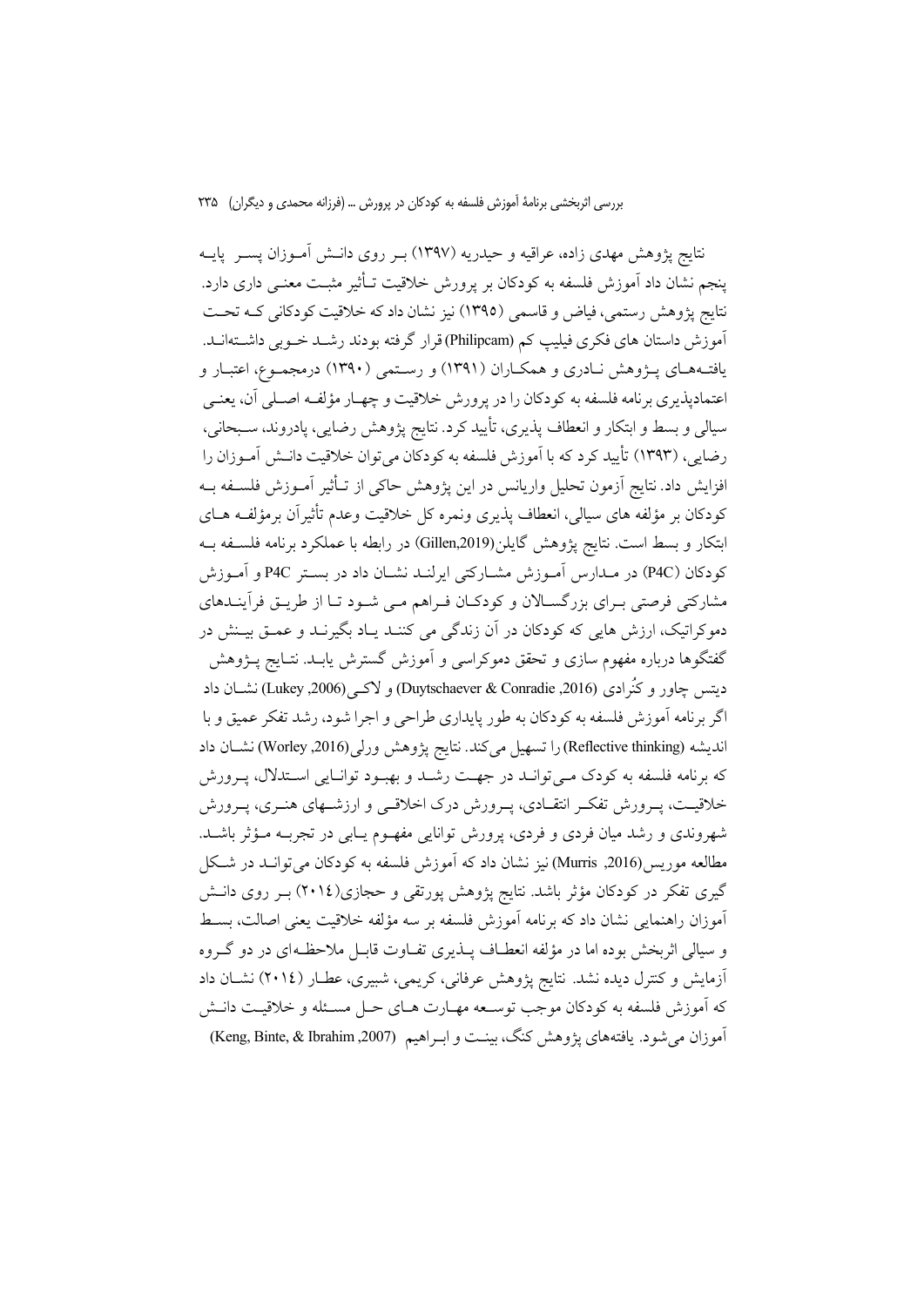نتایج پژوهش مهدی زاده، عراقیه و حیدریه (۱۳۹۷) بـر روی دانـش آمـوزان پسـر پایـه پنجم نشان داد آموزش فلسفه به کودکان بر پرورش خلاقیت تـأثیر مثبـت معنـی داری دارد. نتایج پژوهش رستمی، فیاض و قاسمی (۱۳۹۵) نیز نشان داد که خلاقیت کودکانی کـه تحـت آموزش داستان های فکری فیلیپ کم (Philipcam) قرار گرفته بودند رشـد خـوبی داشـته‌انـد. یافتـه‌هـای پـژوهش نـادری و همکـاران (۱۳۹۱) و رسـتمی (۱۳۹۰) درمجمـوع، اعتبـار و اعتمادپذیری برنامه فلسفه به کودکان را در پرورش خلاقیت و چهـار مؤلفـه اصـلی آن، یعنـی سیالی و بسط و ابتکار و انعطاف پذیری، تأیید کرد. نتایج پژوهش رضایی، پادروند، سـبحانی، رضایی، (۱۳۹۳) تأیید کرد که با آموزش فلسفه به کودکان می‌توان خلاقیت دانـش آمـوزان را افزایش داد. نتایج آزمون تحلیل واریانس در این پژوهش حاکی از تـأثیر آمـوزش فلسـفه بـه کودکان بر مؤلفه های سیالی، انعطاف پذیری ونمره کل خلاقیت وعدم تأثیرآن برمؤلفـه هـای ابتکار و بسط است. نتایج پژوهش گایلن(Gillen,2019) در رابطه با عملکرد برنامه فلسـفه بـه کودکان (P4C) در مـدارس آمـوزش مشـارکتی ایرلنـد نشـان داد در بسـتر P4C و آمـوزش مشارکتی فرصتی بـرای بزرگسـالان و کودکـان فـراهم مـی شـود تـا از طریـق فرآینـدهای دموکراتیک، ارزش هایی که کودکان در آن زندگی می کننـد یـاد بگیرنـد و عمـق بیـنش در گفتگوها درباره مفهوم سازی و تحقق دموکراسی و آموزش گسترش یابـد. نتـایج پـژوهش دیتس چاور و کُنُرادی (Duytschaever & Conradie ,2016) و لاکـی (Lukey ,2006) نشـان داد اگر برنامه آموزش فلسفه به کودکان به طور پایداری طراحی و اجرا شود، رشد تفکر عمیق و با اندیشه (Reflective thinking) را تسهیل می‌کند. نتایج پژوهش ورلی(Worley ,2016) نشـان داد که برنامه فلسفه به کودک مـی‌توانـد در جهـت رشـد و بهبـود توانـایی اسـتدلال، پـرورش خلاقیـت، پـرورش تفکـر انتقـادی، پـرورش درک اخلاقـی و ارزشـهای هنـری، پـرورش شهروندی و رشد میان فردی و فردی، پرورش توانایی مفهـوم یـابی در تجربـه مـؤثر باشـد. مطالعه موریس(Murris ,2016) نیز نشان داد که آموزش فلسفه به کودکان می‌توانـد در شـکل گیری تفکر در کودکان مؤثر باشد. نتایج پژوهش پورتقی و حجازی(۲۰۱٤) بـر روی دانـش آموزان راهنمایی نشان داد که برنامه آموزش فلسفه بر سه مؤلفه خلاقیت یعنی اصالت، بسـط و سیالی اثربخش بوده اما در مؤلفه انعطـاف پـذیری تفـاوت قابـل ملاحظـه‌ای در دو گـروه آزمایش و کنترل دیده نشد. نتایج پژوهش عرفانی، کریمی، شبیری، عطـار (۲۰۱٤) نشـان داد که آموزش فلسفه به کودکان موجب توسـعه مهـارت هـای حـل مسـئله و خلاقیـت دانـش آموزان می‌شود. یافته‌های پژوهش کنگ، بینـت و ابـراهیم (Keng, Binte, & Ibrahim ,2007)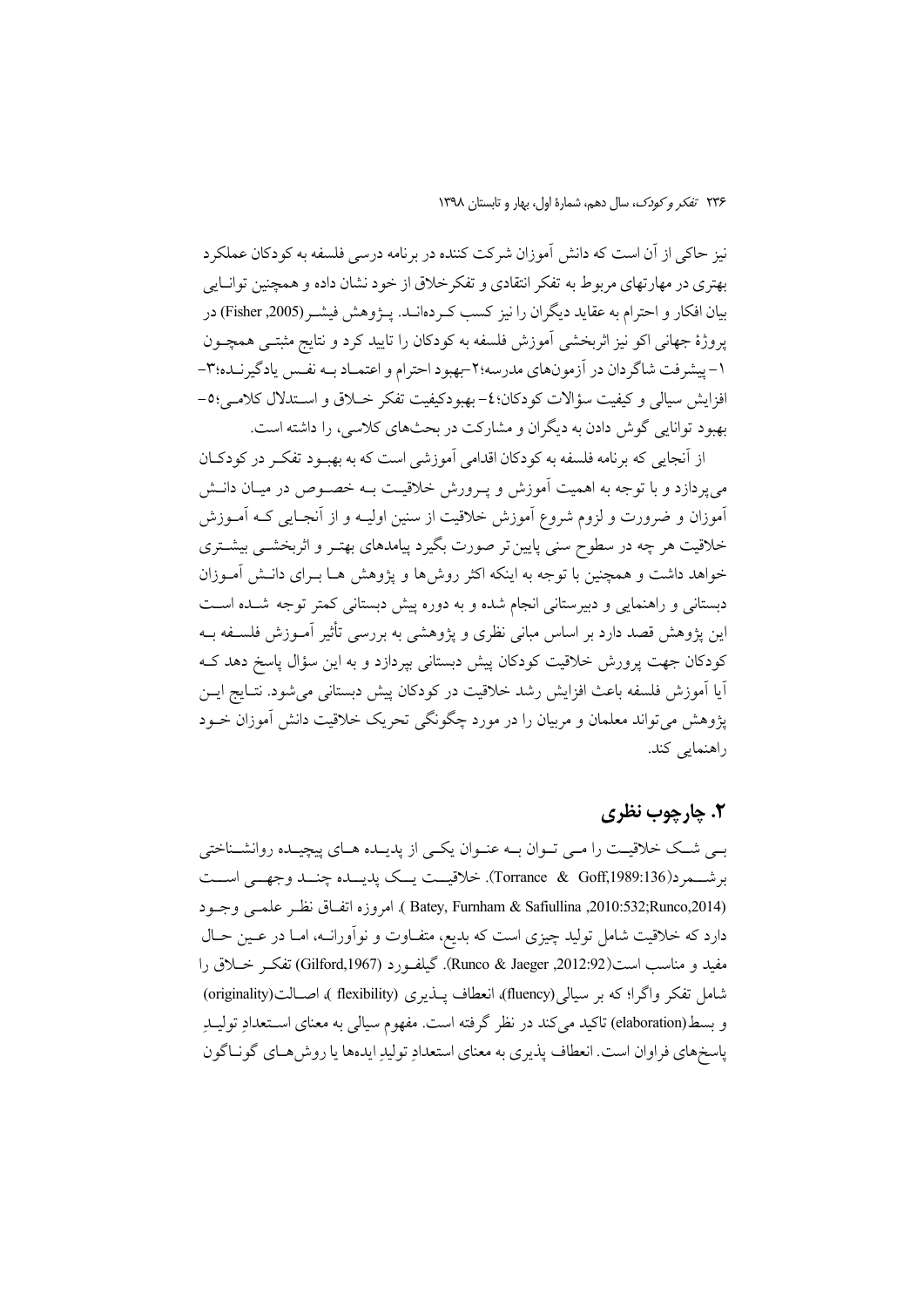نیز حاکی از آن است که دانش آموزان شرکت کننده در برنامه درسی فلسفه به کودکان عملکرد بهتری در مهارتهای مربوط به تفکر انتقادی و تفکرخلاق از خود نشان داده و همچنین توانایی بیان افکار و احترام به عقاید دیگران را نیز کسب کرده‌اند. پژوهش فیشر (Fisher ,2005) در پروژهٔ جهانی اکو نیز اثربخشی آموزش فلسفه به کودکان را تایید کرد و نتایج مثبتی همچون ۱- پیشرفت شاگردان در آزمون‌های مدرسه؛۲-بهبود احترام و اعتماد به نفس یادگیرنده؛۳- افزایش سیالی و کیفیت سؤالات کودکان؛٤- بهبودکیفیت تفکر خلاق و استدلال کلامی؛٥- بهبود توانایی گوش دادن به دیگران و مشارکت در بحث‌های کلاسی، را داشته است.

از آنجایی که برنامه فلسفه به کودکان اقدامی آموزشی است که به بهبود تفکر در کودکان می‌پردازد و با توجه به اهمیت آموزش و پرورش خلاقیت به خصوص در میان دانش آموزان و ضرورت و لزوم شروع آموزش خلاقیت از سنین اولیه و از آنجایی که آموزش خلاقیت هر چه در سطوح سنی پایین‌تر صورت بگیرد پیامدهای بهتر و اثربخشی بیشتری خواهد داشت و همچنین با توجه به اینکه اکثر روش‌ها و پژوهش ها برای دانش آموزان دبستانی و راهنمایی و دبیرستانی انجام شده و به دوره پیش دبستانی کمتر توجه شده است این پژوهش قصد دارد بر اساس مبانی نظری و پژوهشی به بررسی تأثیر آموزش فلسفه به کودکان جهت پرورش خلاقیت کودکان پیش دبستانی بپردازد و به این سؤال پاسخ دهد که آیا آموزش فلسفه باعث افزایش رشد خلاقیت در کودکان پیش دبستانی می‌شود. نتایج این پژوهش می‌تواند معلمان و مربیان را در مورد چگونگی تحریک خلاقیت دانش آموزان خود راهنمایی کند.

## ۲. چارچوب نظری

بی شک خلاقیت را می توان به عنوان یکی از پدیده های پیچیده روانشناختی برشمرد(Torrance & Goff,1989:136). خلاقیت یک پدیده چند وجهی است (Batey, Furnham & Safiullina ,2010:532;Runco,2014). امروزه اتفاق نظر علمی وجود دارد که خلاقیت شامل تولید چیزی است که بدیع، متفاوت و نوآورانه، اما در عین حال مفید و مناسب است(Runco & Jaeger ,2012:92). گیلفورد (Gilford,1967) تفکر خلاق را شامل تفکر واگرا؛ که بر سیالی(fluency)، انعطاف پذیری (flexibility )، اصالت(originality) و بسط(elaboration) تاکید می‌کند در نظر گرفته است. مفهوم سیالی به معنای استعدادِ تولیدِ پاسخ‌های فراوان است. انعطاف پذیری به معنای استعدادِ تولیدِ ایده‌ها یا روش‌های گوناگون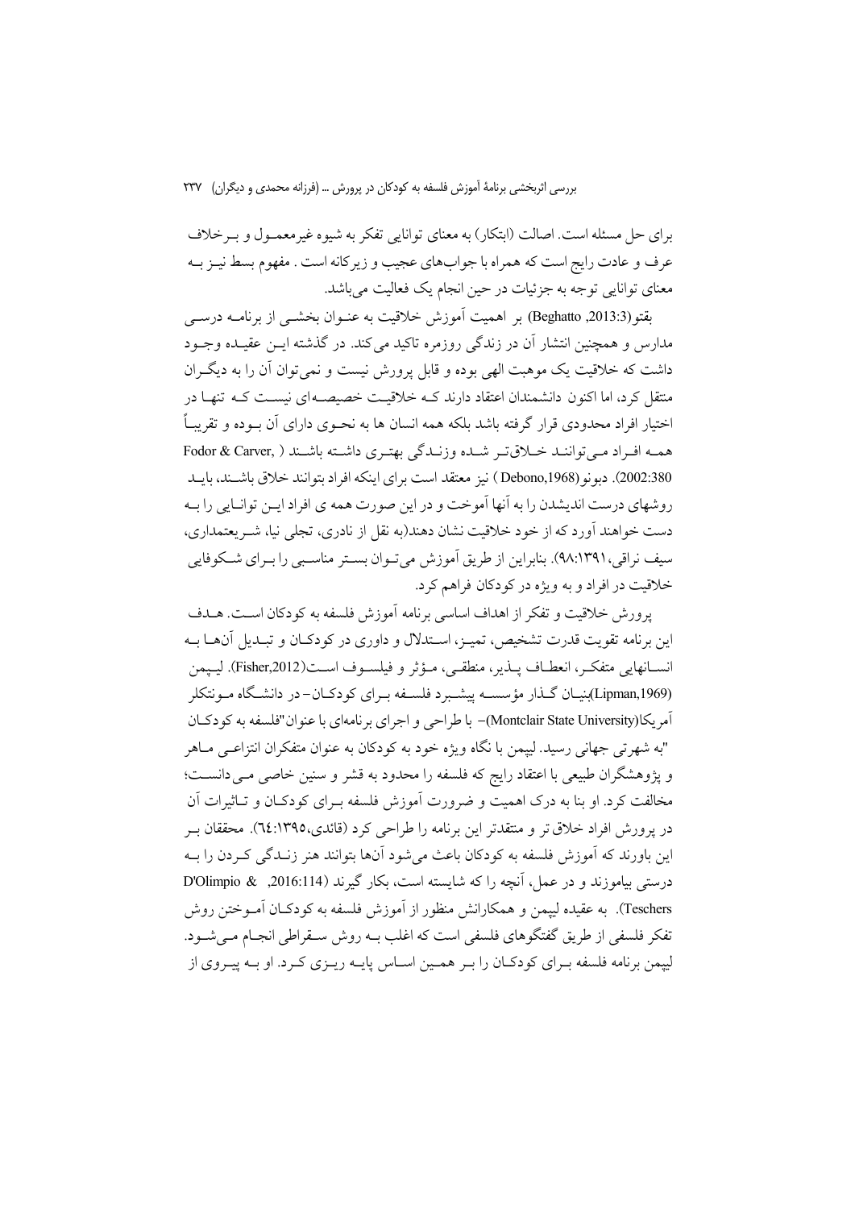برای حل مسئله است. اصالت (ابتکار) به معنای توانایی تفکر به شیوه غیرمعمول و برخلاف عرف و عادت رایج است که همراه با جواب‌های عجیب و زیرکانه است . مفهوم بسط نیز به معنای توانایی توجه به جزئیات در حین انجام یک فعالیت می‌باشد.

بقتو(Beghatto ,2013:3) بر اهمیت آموزش خلاقیت به عنوان بخشی از برنامه درسی مدارس و همچنین انتشار آن در زندگی روزمره تاکید می‌کند. در گذشته این عقیده وجود داشت که خلاقیت یک موهبت الهی بوده و قابل پرورش نیست و نمی‌توان آن را به دیگران منتقل کرد، اما اکنون دانشمندان اعتقاد دارند که خلاقیت خصیصه‌ای نیست که تنها در اختیار افراد محدودی قرار گرفته باشد بلکه همه انسان ها به نحوی دارای آن بوده و تقریباً همه افراد می‌توانند خلاق‌تر شده وزندگی بهتری داشته باشند ( Fodor & Carver, 2002:380). دبونو(Debono,1968 ) نیز معتقد است برای اینکه افراد بتوانند خلاق باشند، باید روشهای درست اندیشدن را به آنها آموخت و در این صورت همه ی افراد این توانایی را به دست خواهند آورد که از خود خلاقیت نشان دهند(به نقل از نادری، تجلی نیا، شریعتمداری، سیف نراقی،۱۳۹۱:۹۸). بنابراین از طریق آموزش می‌توان بستر مناسبی را برای شکوفایی خلاقیت در افراد و به ویژه در کودکان فراهم کرد.

پرورش خلاقیت و تفکر از اهداف اساسی برنامه آموزش فلسفه به کودکان است. هدف این برنامه تقویت قدرت تشخیص، تمیز، استدلال و داوری در کودکان و تبدیل آنها به انسانهایی متفکر، انعطاف پذیر، منطقی، مؤثر و فیلسوف است(Fisher,2012). لیپمن (Lipman,1969)بنیان گذار مؤسسه پیشبرد فلسفه برای کودکان– در دانشگاه مونتکلر آمریکا(Montclair State University)– با طراحی و اجرای برنامه‌ای با عنوان"فلسفه به کودکان "به شهرتی جهانی رسید. لیپمن با نگاه ویژه خود به کودکان به عنوان متفکران انتزاعی ماهر و پژوهشگران طبیعی با اعتقاد رایج که فلسفه را محدود به قشر و سنین خاصی می‌دانست؛ مخالفت کرد. او بنا به درک اهمیت و ضرورت آموزش فلسفه برای کودکان و تاثیرات آن در پرورش افراد خلاق تر و منتقدتر این برنامه را طراحی کرد (قائدی،۱۳۹۵:٦٤). محققان بر این باورند که آموزش فلسفه به کودکان باعث می‌شود آنها بتوانند هنر زندگی کردن را به درستی بیاموزند و در عمل، آنچه را که شایسته است، بکار گیرند (D'Olimpio & ,2016:114 Teschers). به عقیده لیپمن و همکارانش منظور از آموزش فلسفه به کودکان آموختن روش تفکر فلسفی از طریق گفتگوهای فلسفی است که اغلب به روش سقراطی انجام می‌شود. لیپمن برنامه فلسفه برای کودکان را بر همین اساس پایه ریزی کرد. او به پیروی از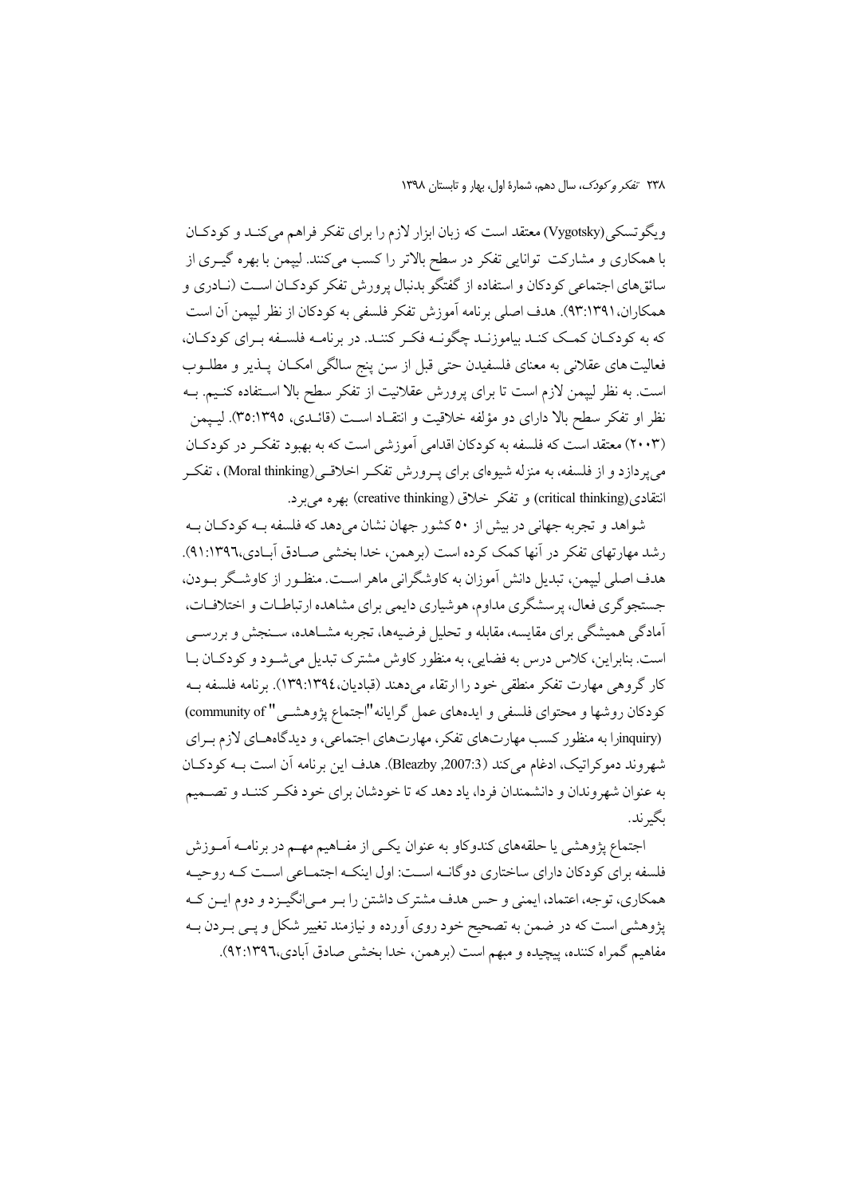ویگوتسکی(Vygotsky) معتقد است که زبان ابزار لازم را برای تفکر فراهم می‌کنـد و کودکـان با همکاری و مشارکت توانایی تفکر در سطح بالاتر را کسب می‌کنند. لیپمن با بهره گیـری از سائق‌های اجتماعی کودکان و استفاده از گفتگو بدنبال پرورش تفکر کودکـان اسـت (نـادری و همکاران،۹۳:۱۳۹۱). هدف اصلی برنامه آموزش تفکر فلسفی به کودکان از نظر لیپمن آن است که به کودکـان کمـک کنـد بیاموزنـد چگونـه فکـر کننـد. در برنامـه فلسـفه بـرای کودکـان، فعالیت های عقلانی به معنای فلسفیدن حتی قبل از سن پنج سالگی امکـان پـذیر و مطلـوب است. به نظر لیپمن لازم است تا برای پرورش عقلانیت از تفکر سطح بالا اسـتفاده کنـیم. بـه نظر او تفکر سطح بالا دارای دو مؤلفه خلاقیت و انتقـاد اسـت (قائـدی، ۳۵:۱۳۹۵). لیـپمن (۲۰۰۳) معتقد است که فلسفه به کودکان اقدامی آموزشی است که به بهبود تفکـر در کودکـان می‌پردازد و از فلسفه، به منزله شیوه‌ای برای پـرورش تفکـر اخلاقـی(Moral thinking) ، تفکـر انتقادی(critical thinking) و تفکر خلاق (creative thinking) بهره می‌برد.

شواهد و تجربه جهانی در بیش از ۵۰ کشور جهان نشان می‌دهد که فلسفه بـه کودکـان بـه رشد مهارتهای تفکر در آنها کمک کرده است (برهمن، خدا بخشی صـادق آبـادی،۹۱:۱۳۹٦). هدف اصلی لیپمن، تبدیل دانش آموزان به کاوشگرانی ماهر اسـت. منظـور از کاوشـگر بـودن، جستجوگری فعال، پرسشگری مداوم، هوشیاری دایمی برای مشاهده ارتباطـات و اختلافـات، آمادگی همیشگی برای مقایسه، مقابله و تحلیل فرضیه‌ها، تجربه مشـاهده، سـنجش و بررسـی است. بنابراین، کلاس درس به فضایی، به منظور کاوش مشترک تبدیل می‌شـود و کودکـان بـا کار گروهی مهارت تفکر منطقی خود را ارتقاء می‌دهند (قبادیان،۱۳۹:۱۳۹٤). برنامه فلسفه بـه کودکان روشها و محتوای فلسفی و ایده‌های عمل گرایانه"اجتماع پژوهشـی" (community of inquiry)را به منظور کسب مهارت‌های تفکر، مهارت‌های اجتماعی، و دیدگاه‌هـای لازم بـرای شهروند دموکراتیک، ادغام می‌کند (Bleazby ,2007:3). هدف این برنامه آن است بـه کودکـان به عنوان شهروندان و دانشمندان فردا، یاد دهد که تا خودشان برای خود فکـر کننـد و تصـمیم بگیرند.

اجتماع پژوهشی یا حلقه‌های کندوکاو به عنوان یکـی از مفـاهیم مهـم در برنامـه آمـوزش فلسفه برای کودکان دارای ساختاری دوگانـه اسـت: اول اینکـه اجتمـاعی اسـت کـه روحیـه همکاری، توجه، اعتماد، ایمنی و حس هدف مشترک داشتن را بـر مـی‌انگیـزد و دوم ایـن کـه پژوهشی است که در ضمن به تصحیح خود روی آورده و نیازمند تغییر شکل و پـی بـردن بـه مفاهیم گمراه کننده، پیچیده و مبهم است (برهمن، خدا بخشی صادق آبادی،۹۲:۱۳۹٦).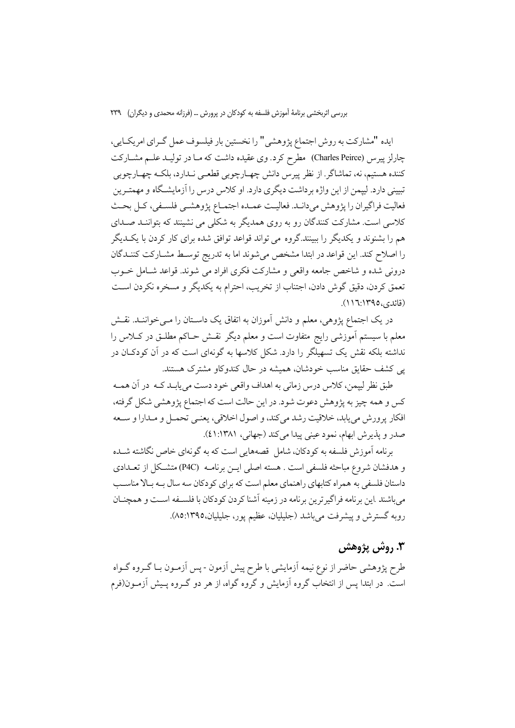ایده "مشارکت به روش اجتماع پژوهشی" را نخستین بار فیلسوف عمل گرای امریکایی، چارلز پیرس (Charles Peirce) مطرح کرد. وی عقیده داشت که ما در تولید علم مشارکت کننده هستیم، نه، تماشاگر. از نظر پیرس دانش چهارچوبی قطعی ندارد، بلکه چهارچوبی تبیینی دارد. لیپمن از این واژه برداشت دیگری دارد. او کلاس درس را آزمایشگاه و مهمترین فعالیت فراگیران را پژوهش می‌داند. فعالیت عمده اجتماع پژوهشی فلسفی، کل بحث کلاسی است. مشارکت کنندگان رو به روی همدیگر به شکلی می نشینند که بتوانند صدای هم را بشنوند و یکدیگر را ببینند.گروه می تواند قواعد توافق شده برای کار کردن با یکدیگر را اصلاح کند. این قواعد در ابتدا مشخص می‌شوند اما به تدریج توسط مشارکت کنندگان درونی شده و شاخص جامعه واقعی و مشارکت فکری افراد می شوند. قواعد شامل خوب تعمق کردن، دقیق گوش دادن، اجتناب از تخریب، احترام به یکدیگر و مسخره نکردن است (قائدی،۱۳۹۵:۱۱٦).

در یک اجتماع پژوهی، معلم و دانش آموزان به اتفاق یک داستان را می‌خوانند. نقش معلم با سیستم آموزشی رایج متفاوت است و معلم دیگر نقش حاکم مطلق در کلاس را نداشته بلکه نقش یک تسهیلگر را دارد. شکل کلاسها به گونه‌ای است که در آن کودکان در پی کشف حقایق مناسب خودشان، همیشه در حال کندوکاو مشترک هستند.

طبق نظر لیپمن، کلاس درس زمانی به اهداف واقعی خود دست می‌یابد که در آن همه کس و همه چیز به پژوهش دعوت شود. در این حالت است که اجتماع پژوهشی شکل گرفته، افکار پرورش می‌یابد، خلاقیت رشد می‌کند، و اصول اخلاقی، یعنی تحمل و مدارا و سعه صدر و پذیرش ابهام، نمود عینی پیدا می‌کند (جهانی، ۱۳۸۱:٤۱).

برنامه آموزش فلسفه به کودکان، شامل قصههایی است که به گونه‌ای خاص نگاشته شده و هدفشان شروع مباحثه فلسفی است . هسته اصلی این برنامه (P4C) متشکل از تعدادی داستان فلسفی به همراه کتابهای راهنمای معلم است که برای کودکان سه سال به بالا مناسب می‌باشند .این برنامه فراگیرترین برنامه در زمینه آشنا کردن کودکان با فلسفه است و همچنان روبه گسترش و پیشرفت می‌باشد (جلیلیان، عظیم پور، جلیلیان،۱۳۹۵:۸۵).

## ۳. روش پژوهش

طرح پژوهشی حاضر از نوع نیمه آزمایشی با طرح پیش آزمون - پس آزمون با گروه گواه است. در ابتدا پس از انتخاب گروه آزمایش و گروه گواه، از هر دو گروه پیش آزمون(فرم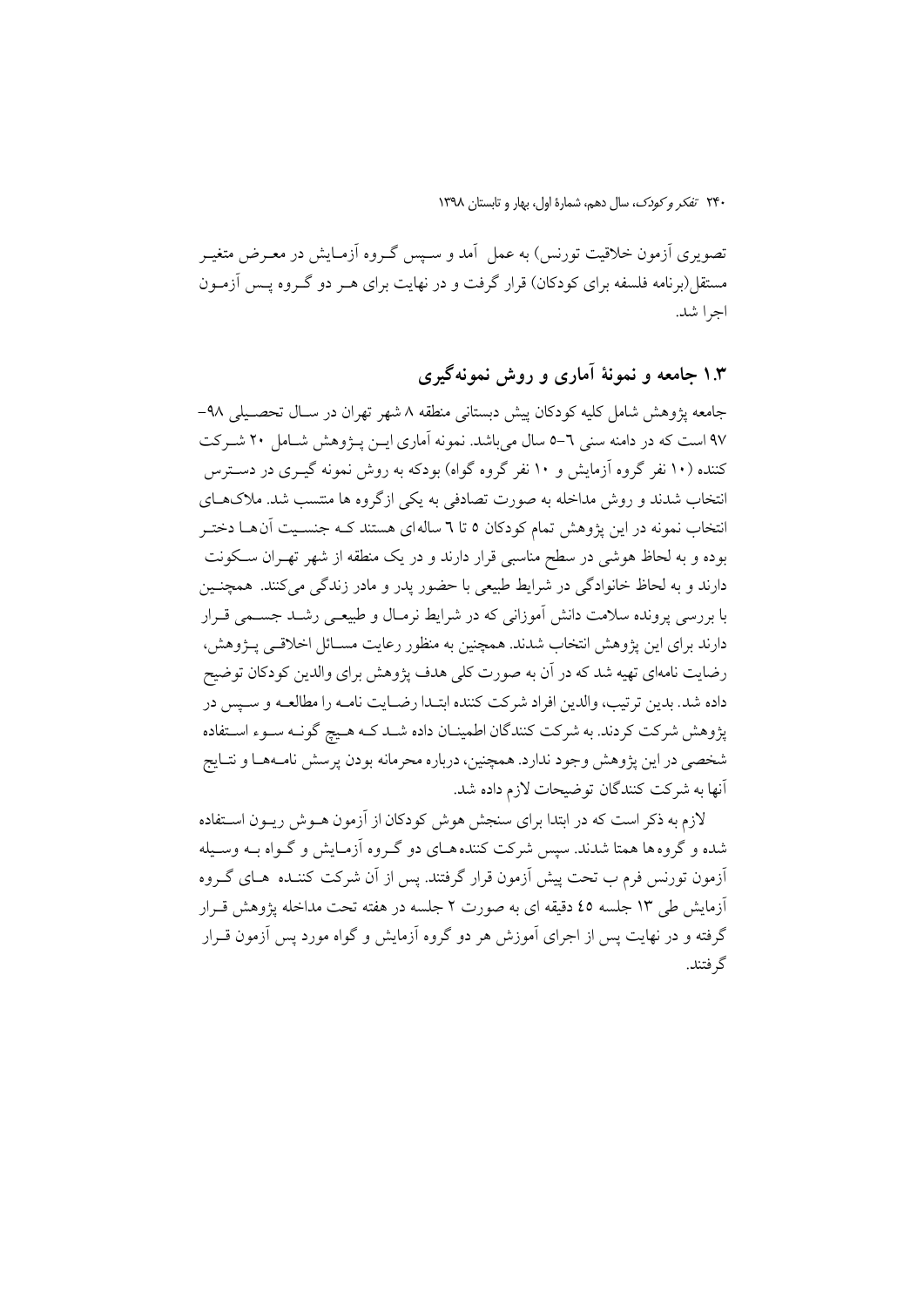تصویری آزمون خلاقیت تورنس) به عمل آمد و سپس گروه آزمایش در معرض متغیر مستقل(برنامه فلسفه برای کودکان) قرار گرفت و در نهایت برای هر دو گروه پس آزمون اجرا شد.

## ۱.۳ جامعه و نمونهٔ آماری و روش نمونه‌گیری

جامعه پژوهش شامل کلیه کودکان پیش دبستانی منطقه ۸ شهر تهران در سال تحصیلی ۹۸-۹۷ است که در دامنه سنی ٦-٥ سال می‌باشد. نمونه آماری این پژوهش شامل ۲۰ شرکت کننده (۱۰ نفر گروه آزمایش و ۱۰ نفر گروه گواه) بودکه به روش نمونه گیری در دسترس انتخاب شدند و روش مداخله به صورت تصادفی به یکی ازگروه ها منتسب شد. ملاک‌های انتخاب نمونه در این پژوهش تمام کودکان ٥ تا ٦ ساله‌ای هستند که جنسیت آن‌ها دختر بوده و به لحاظ هوشی در سطح مناسبی قرار دارند و در یک منطقه از شهر تهران سکونت دارند و به لحاظ خانوادگی در شرایط طبیعی با حضور پدر و مادر زندگی می‌کنند. همچنین با بررسی پرونده سلامت دانش آموزانی که در شرایط نرمال و طبیعی رشد جسمی قرار دارند برای این پژوهش انتخاب شدند. همچنین به منظور رعایت مسائل اخلاقی پژوهش، رضایت نامه‌ای تهیه شد که در آن به صورت کلی هدف پژوهش برای والدین کودکان توضیح داده شد. بدین ترتیب، والدین افراد شرکت کننده ابتدا رضایت نامه را مطالعه و سپس در پژوهش شرکت کردند. به شرکت کنندگان اطمینان داده شد که هیچ گونه سوء استفاده شخصی در این پژوهش وجود ندارد. همچنین، درباره محرمانه بودن پرسش نامه‌ها و نتایج آنها به شرکت کنندگان توضیحات لازم داده شد.

لازم به ذکر است که در ابتدا برای سنجش هوش کودکان از آزمون هوش ریون استفاده شده و گروه‌ها همتا شدند. سپس شرکت کننده‌های دو گروه آزمایش و گواه به وسیله آزمون تورنس فرم ب تحت پیش آزمون قرار گرفتند. پس از آن شرکت کننده های گروه آزمایش طی ۱۳ جلسه ٤٥ دقیقه ای به صورت ۲ جلسه در هفته تحت مداخله پژوهش قرار گرفته و در نهایت پس از اجرای آموزش هر دو گروه آزمایش و گواه مورد پس آزمون قرار گرفتند.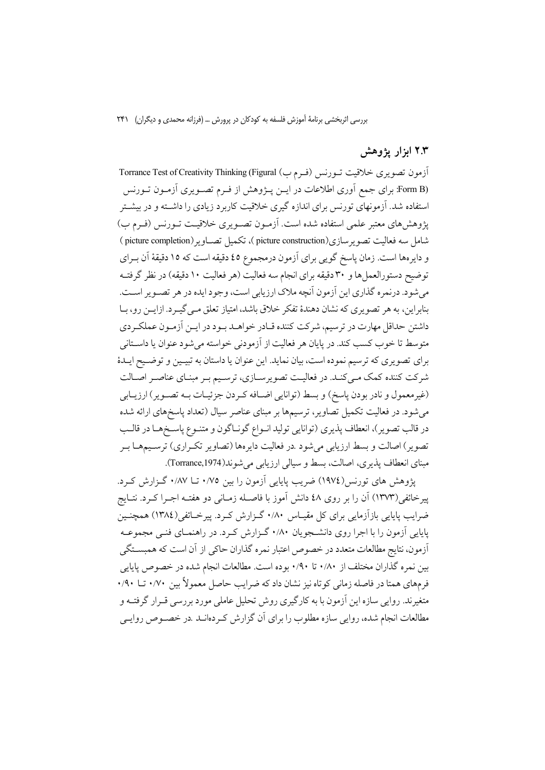## ۲.۳ ابزار پژوهش

آزمون تصویری خلاقیت تـورنس (فـرم ب) Torrance Test of Creativity Thinking (Figural Form B): برای جمع آوری اطلاعات در ایـن پـژوهش از فـرم تصـویری آزمـون تـورنس استفاده شد. آزمونهای تورنس برای اندازه گیری خلاقیت کاربرد زیادی را داشـته و در بیشـتر پژوهش‌های معتبر علمی استفاده شده است. آزمـون تصـویری خلاقیـت تـورنس (فـرم ب) شامل سه فعالیت تصویرسازی(picture construction)، تکمیل تصـاویر(picture completion) و دایره‌ها است. زمان پاسخ گویی برای آزمون درمجموع ٤٥ دقیقه است که ١٥ دقیقهٔ آن بـرای توضیح دستورالعمل‌ها و ٣٠ دقیقه برای انجام سه فعالیت (هر فعالیت ١٠ دقیقه) در نظر گرفتـه می‌شود. درنمره گذاری این آزمون آنچه ملاک ارزیابی است، وجود ایده در هر تصـویر اسـت. بنابراین، به هر تصویری که نشان دهندهٔ تفکر خلاق باشد، امتیاز تعلق مـی‌گیـرد. ازایـن رو، بـا داشتن حداقل مهارت در ترسیم، شرکت کننده قـادر خواهـد بـود در ایـن آزمـون عملکـردی متوسط تا خوب کسب کند. در پایان هر فعالیت از آزمودنی خواسته می‌شود عنوان یا داسـتانی برای تصویری که ترسیم نموده است، بیان نماید. این عنوان یا داستان به تبیـین و توضـیح ایـدهٔ شرکت کننده کمک مـی‌کنـد. در فعالیـت تصویرسـازی، ترسـیم بـر مبنـای عناصـر اصـالت (غیرمعمول و نادر بودن پاسخ) و بسط (توانایی اضـافه کـردن جزئیـات بـه تصـویر) ارزیـابی می‌شود. در فعالیت تکمیل تصاویر، ترسیمها بر مبنای عناصر سیال (تعداد پاسخ‌های ارائه شده در قالب تصویر)، انعطاف پذیری (توانایی تولید انـواع گونـاگون و متنـوع پاسـخ‌هـا در قالـب تصویر) اصالت و بسط ارزیابی می‌شود .در فعالیت دایره‌ها (تصاویر تکـراری) ترسـیم‌هـا بـر مبنای انعطاف پذیری، اصالت، بسط و سیالی ارزیابی می‌شوند(Torrance,1974).

پژوهش های تورنس(١٩٧٤) ضریب پایایی آزمون را بین ٠/٧٥ تـا ٠/٨٧ گـزارش کـرد. پیرخائفی(١٣٧٣) آن را بر روی ٤٨ دانش آموز با فاصـله زمـانی دو هفتـه اجـرا کـرد. نتـایج ضرایب پایایی بازآزمایی برای کل مقیـاس ٠/٨٠ گـزارش کـرد. پیرخـائفی(١٣٨٤) همچنـین پایایی آزمون را با اجرا روی دانشـجویان ٠/٨٠ گـزارش کـرد. در راهنمـای فنـی مجموعـه آزمون، نتایج مطالعات متعدد در خصوص اعتبار نمره گذاران حاکی از آن است که همبسـتگی بین نمره گذاران مختلف از ٠/٨٠ تا ٠/٩٠ بوده است. مطالعات انجام شده در خصوص پایایی فرم‌های همتا در فاصله زمانی کوتاه نیز نشان داد که ضرایب حاصل معمولاً بین ٠/٧٠ تـا ٠/٩٠ متغیرند. روایی سازه این آزمون با به کارگیری روش تحلیل عاملی مورد بررسی قـرار گرفتـه و مطالعات انجام شده، روایی سازه مطلوب را برای آن گزارش کـرده‌انـد .در خصـوص روایـی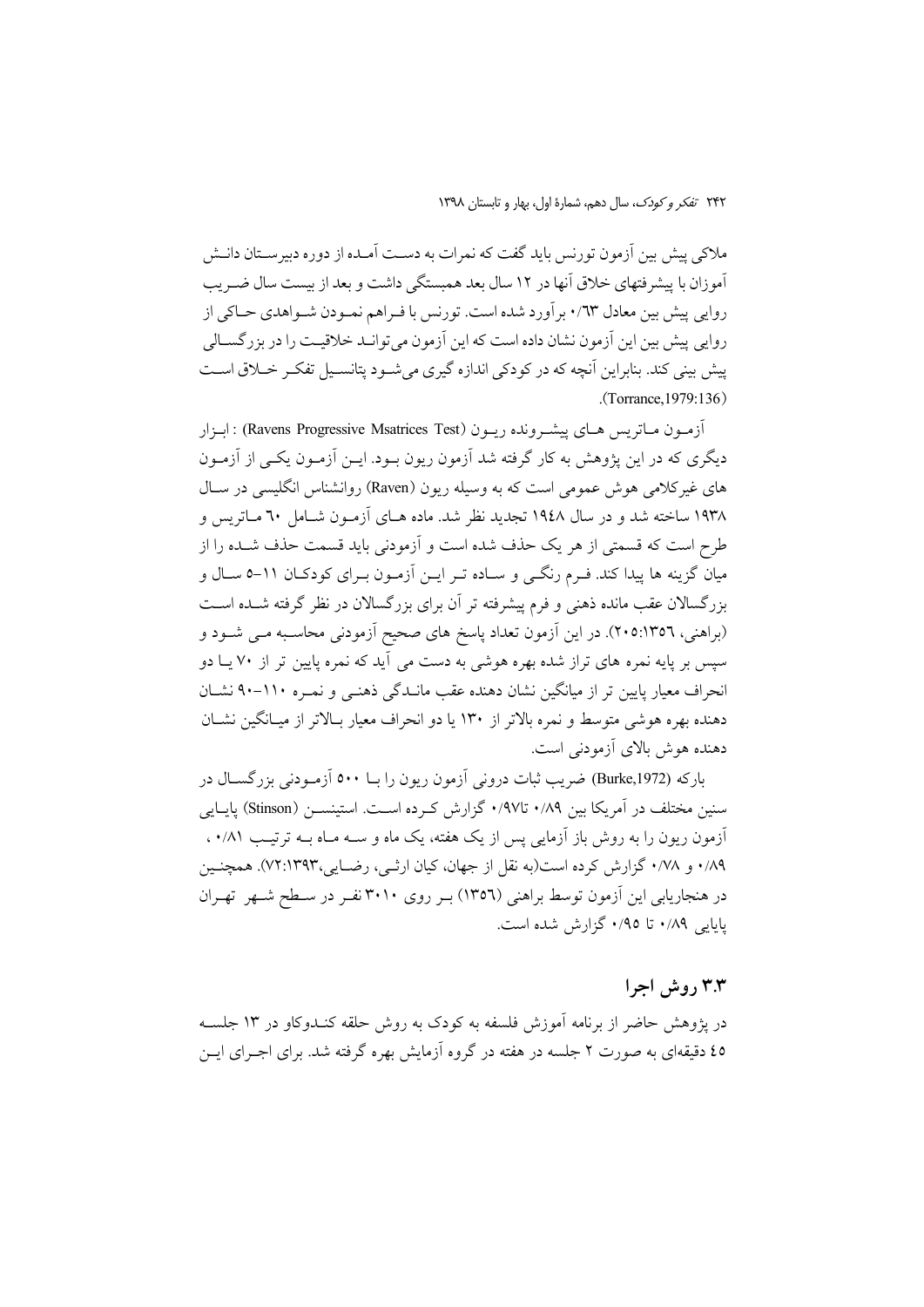ملاکی پیش بین آزمون تورنس باید گفت که نمرات به دست آمده از دوره دبیرستان دانش آموزان با پیشرفتهای خلاق آنها در ۱۲ سال بعد همبستگی داشت و بعد از بیست سال ضریب روایی پیش بین معادل ۰/٦۳ برآورد شده است. تورنس با فراهم نمودن شواهدی حاکی از روایی پیش بین این آزمون نشان داده است که این آزمون می‌تواند خلاقیت را در بزرگسالی پیش بینی کند. بنابراین آنچه که در کودکی اندازه گیری می‌شود پتانسیل تفکر خلاق است (Torrance,1979:136).

آزمون ماتریس های پیشرونده ریون (Ravens Progressive Msatrices Test) : ابزار دیگری که در این پژوهش به کار گرفته شد آزمون ریون بود. این آزمون یکی از آزمون های غیرکلامی هوش عمومی است که به وسیله ریون (Raven) روانشناس انگلیسی در سال ۱۹۳۸ ساخته شد و در سال ۱۹٤۸ تجدید نظر شد. ماده های آزمون شامل ٦۰ ماتریس و طرح است که قسمتی از هر یک حذف شده است و آزمودنی باید قسمت حذف شده را از میان گزینه ها پیدا کند. فرم رنگی و ساده تر این آزمون برای کودکان ۱۱–٥ سال و بزرگسالان عقب مانده ذهنی و فرم پیشرفته تر آن برای بزرگسالان در نظر گرفته شده است (براهنی، ۱۳٥٦:۲۰٥). در این آزمون تعداد پاسخ های صحیح آزمودنی محاسبه می شود و سپس بر پایه نمره های تراز شده بهره هوشی به دست می آید که نمره پایین تر از ۷۰ یا دو انحراف معیار پایین تر از میانگین نشان دهنده عقب ماندگی ذهنی و نمره ۱۱۰–۹۰ نشان دهنده بهره هوشی متوسط و نمره بالاتر از ۱۳۰ یا دو انحراف معیار بالاتر از میانگین نشان دهنده هوش بالای آزمودنی است.

بارکه (Burke,1972) ضریب ثبات درونی آزمون ریون را با ٥۰۰ آزمودنی بزرگسال در سنین مختلف در آمریکا بین ۰/۸۹ تا۰/۹۷ گزارش کرده است. استینسن (Stinson) پایایی آزمون ریون را به روش باز آزمایی پس از یک هفته، یک ماه و سه ماه به ترتیب ۰/۸۱ ، ۰/۸۹ و ۰/۷۸ گزارش کرده است(به نقل از جهان، کیان ارثی، رضایی،۷۲:۱۳۹۳). همچنین در هنجاریابی این آزمون توسط براهنی (۱۳٥٦) بر روی ۳۰۱۰ نفر در سطح شهر تهران پایایی ۰/۸۹ تا ۰/۹٥ گزارش شده است.

## ۳.۳ روش اجرا

در پژوهش حاضر از برنامه آموزش فلسفه به کودک به روش حلقه کندوکاو در ۱۳ جلسه ٤٥ دقیقه‌ای به صورت ۲ جلسه در هفته در گروه آزمایش بهره گرفته شد. برای اجرای این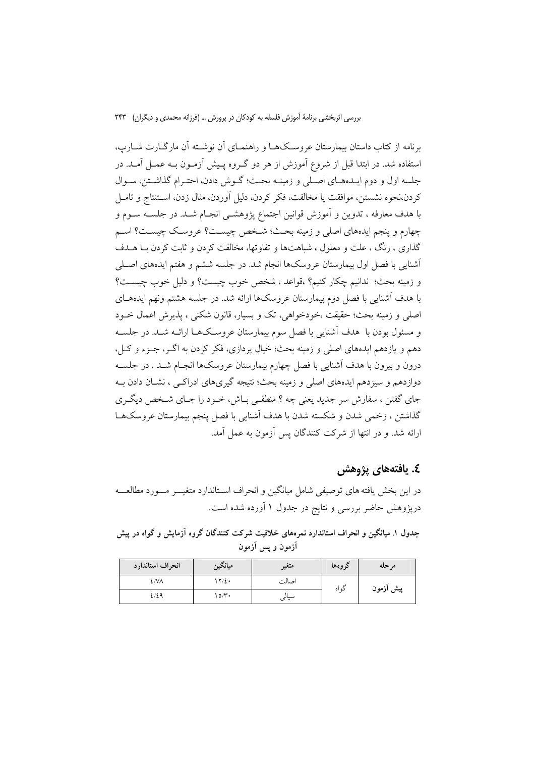برنامه از کتاب داستان بیمارستان عروسک‌ها و راهنمای آن نوشته آن مارگارت شارپ، استفاده شد. در ابتدا قبل از شروع آموزش از هر دو گروه پیش آزمون به عمل آمد. در جلسه اول و دوم ایده‌های اصلی و زمینه بحث؛ گوش دادن، احترام گذاشتن، سوال کردن،نحوه نشستن، موافقت یا مخالفت، فکر کردن، دلیل آوردن، مثال زدن، استنتاج و تامل با هدف معارفه ، تدوین و آموزش قوانین اجتماع پژوهشی انجام شد. در جلسه سوم و چهارم و پنجم ایده‌های اصلی و زمینه بحث؛ شخص چیست؟ عروسک چیست؟ اسم گذاری ، رنگ ، علت و معلول ، شباهت‌ها و تفاوتها، مخالفت کردن و ثابت کردن با هدف آشنایی با فصل اول بیمارستان عروسک‌ها انجام شد. در جلسه ششم و هفتم ایده‌های اصلی و زمینه بحث؛ ندانیم چکار کنیم؟ ،قواعد ، شخص خوب چیست؟ و دلیل خوب چیست؟ با هدف آشنایی با فصل دوم بیمارستان عروسک‌ها ارائه شد. در جلسه هشتم ونهم ایده‌های اصلی و زمینه بحث؛ حقیقت ،خودخواهی، تک و بسیار، قانون شکنی ، پذیرش اعمال خود و مسئول بودن با هدف آشنایی با فصل سوم بیمارستان عروسک‌ها ارائه شد. در جلسه دهم و یازدهم ایده‌های اصلی و زمینه بحث؛ خیال پردازی، فکر کردن به اگر، جزء و کل، درون و بیرون با هدف آشنایی با فصل چهارم بیمارستان عروسک‌ها انجام شد . در جلسه دوازدهم و سیزدهم ایده‌های اصلی و زمینه بحث؛ نتیجه گیری‌های ادراکی ، نشان دادن به جای گفتن ، سفارش سر جدید یعنی چه ؟ منطقی باش، خود را جای شخص دیگری گذاشتن ، زخمی شدن و شکسته شدن با هدف آشنایی با فصل پنجم بیمارستان عروسک‌ها ارائه شد. و در انتها از شرکت کنندگان پس آزمون به عمل آمد.

## ٤. یافته‌های پژوهش

در این بخش یافته های توصیفی شامل میانگین و انحراف استاندارد متغیر مورد مطالعه درپژوهش حاضر بررسی و نتایج در جدول ۱ آورده شده است.

**جدول ۱. میانگین و انحراف استاندارد نمره‌های خلاقیت شرکت کنندگان گروه آزمایش و گواه در پیش آزمون و پس آزمون**

| مرحله | گروه‌ها | متغیر | میانگین | انحراف استاندارد |
|---|---|---|---|---|
| پیش آزمون | گواه | اصالت | ۱۲/٤۰ | ٤/۷۸ |
| | | سیالی | ۱۵/۳۰ | ٤/٤۹ |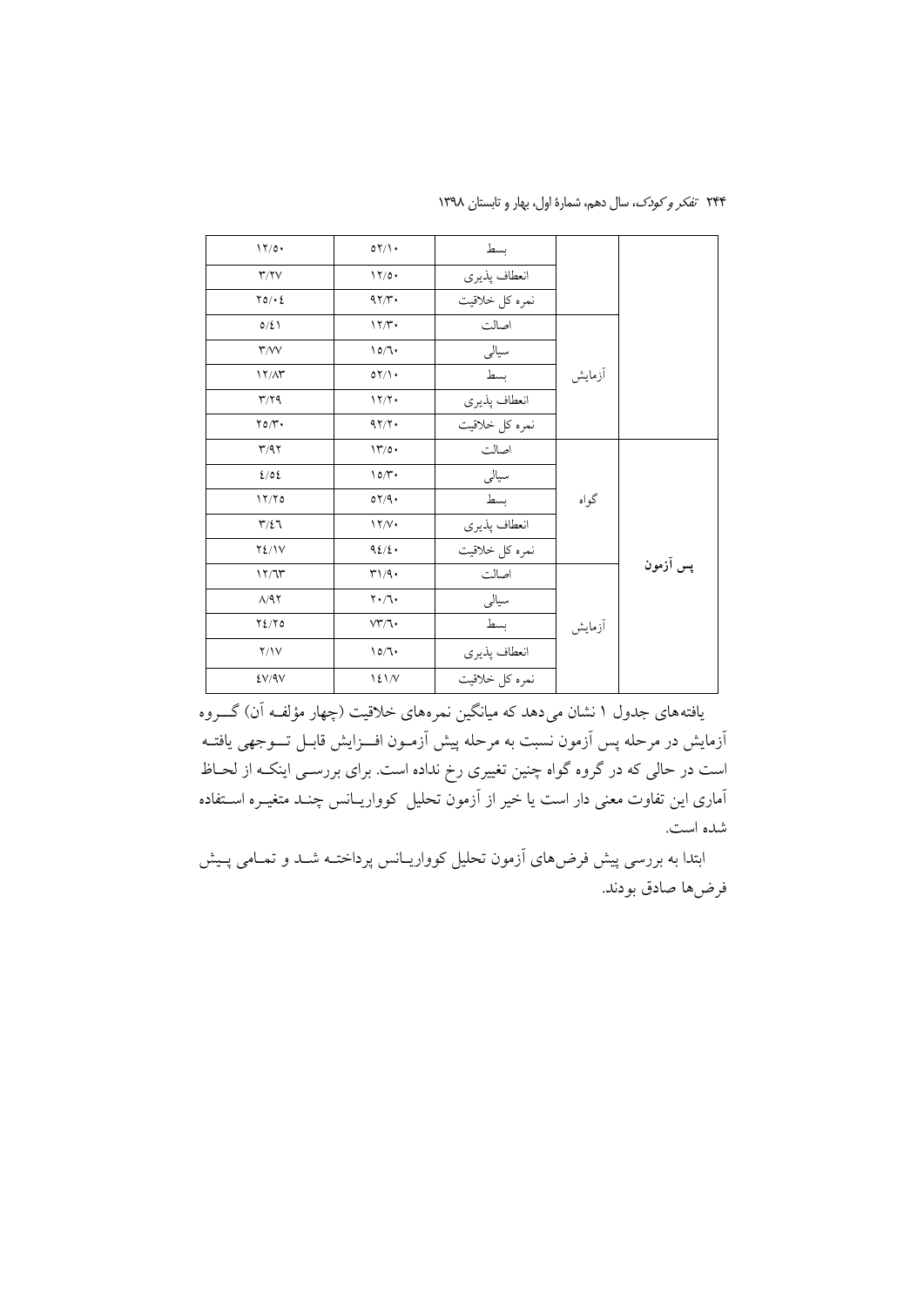|  |  |  |  |  |
|---|---|---|---|---|
|  |  | بسط | ۵۲/۱۰ | ۱۲/۵۰ |
|  |  | انعطاف پذیری | ۱۲/۵۰ | ۳/۲۷ |
|  |  | نمره کل خلاقیت | ۹۲/۳۰ | ۲۵/۰۴ |
|  | آزمایش | اصالت | ۱۲/۳۰ | ۵/۴۱ |
|  |  | سیالی | ۱۵/۶۰ | ۳/۷۷ |
|  |  | بسط | ۵۲/۱۰ | ۱۲/۸۳ |
|  |  | انعطاف پذیری | ۱۲/۲۰ | ۳/۲۹ |
|  |  | نمره کل خلاقیت | ۹۲/۲۰ | ۲۵/۳۰ |
| **پس آزمون** | گواه | اصالت | ۱۳/۵۰ | ۳/۹۲ |
|  |  | سیالی | ۱۵/۳۰ | ۴/۵۴ |
|  |  | بسط | ۵۲/۹۰ | ۱۲/۲۵ |
|  |  | انعطاف پذیری | ۱۲/۷۰ | ۳/۴۶ |
|  |  | نمره کل خلاقیت | ۹۴/۴۰ | ۲۴/۱۷ |
|  | آزمایش | اصالت | ۳۱/۹۰ | ۱۲/۶۳ |
|  |  | سیالی | ۲۰/۶۰ | ۸/۹۲ |
|  |  | بسط | ۷۳/۶۰ | ۲۴/۲۵ |
|  |  | انعطاف پذیری | ۱۵/۶۰ | ۲/۱۷ |
|  |  | نمره کل خلاقیت | ۱۴۱/۷ | ۴۷/۹۷ |

یافته‌های جدول ۱ نشان می‌دهد که میانگین نمره‌های خلاقیت (چهار مؤلفه آن) گروه آزمایش در مرحله پس آزمون نسبت به مرحله پیش آزمون افزایش قابل توجهی یافته است در حالی که در گروه گواه چنین تغییری رخ نداده است. برای بررسی اینکه از لحاظ آماری این تفاوت معنی دار است یا خیر از آزمون تحلیل کوواریانس چند متغیره استفاده شده است.

ابتدا به بررسی پیش فرض‌های آزمون تحلیل کوواریانس پرداخته شد و تمامی پیش فرض‌ها صادق بودند.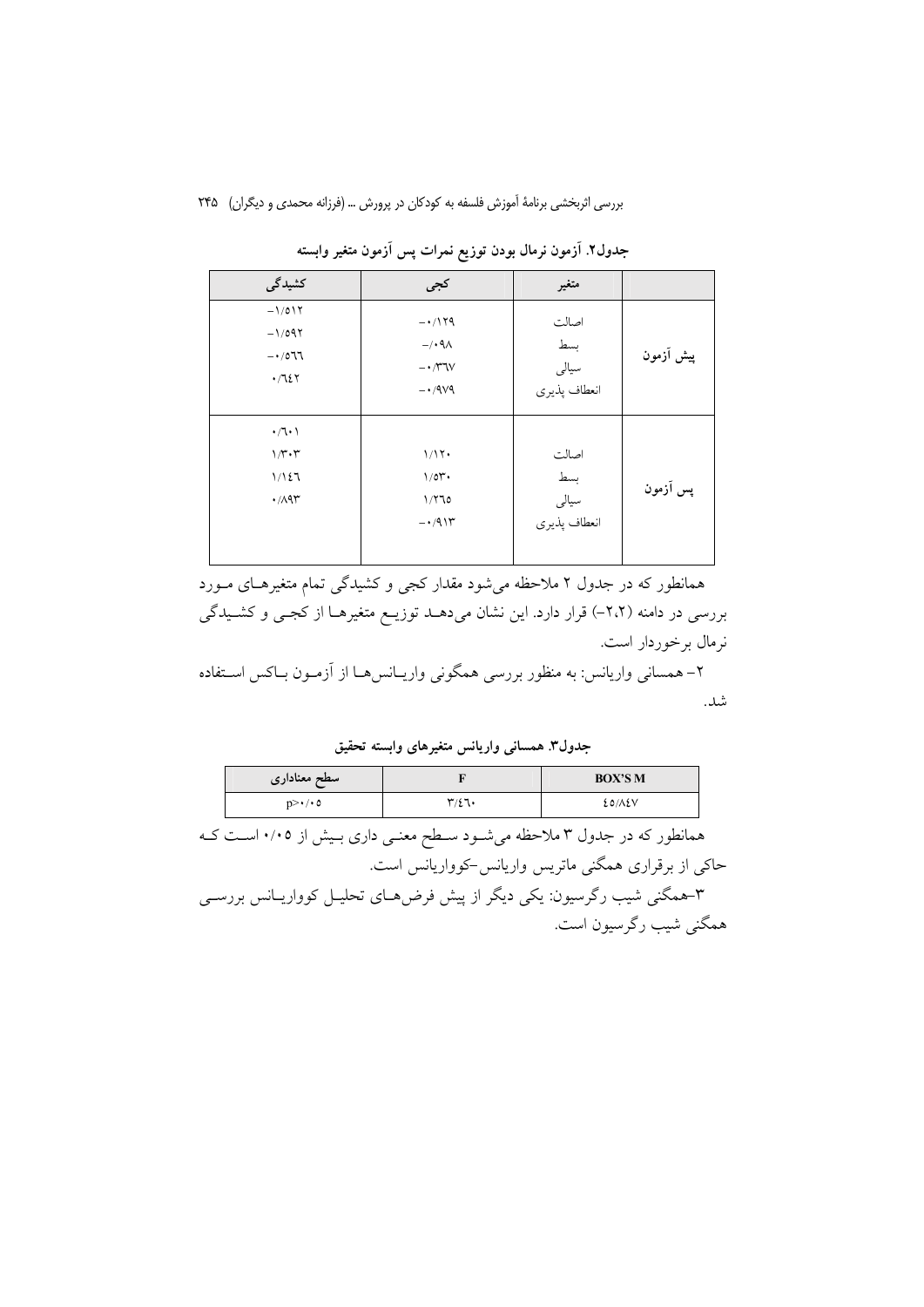**جدول۲. آزمون نرمال بودن توزیع نمرات پس آزمون متغیر وابسته**

| | متغیر | کجی | کشیدگی |
|---|---|---|---|
| پیش آزمون | اصالت | -۰/۱۲۹ | -۱/۵۱۲ |
| | بسط | -/۰۹۸ | -۱/۵۹۲ |
| | سیالی | -۰/۳۶۷ | -۰/۵۶۶ |
| | انعطاف پذیری | -۰/۹۷۹ | ۰/۶۴۲ |
| پس آزمون | اصالت | ۱/۱۲۰ | ۰/۶۰۱ |
| | بسط | ۱/۵۳۰ | ۱/۳۰۳ |
| | سیالی | ۱/۲۶۵ | ۱/۱۴۶ |
| | انعطاف پذیری | -۰/۹۱۳ | ۰/۸۹۳ |

همانطور که در جدول ۲ ملاحظه می‌شود مقدار کجی و کشیدگی تمام متغیرهای مورد بررسی در دامنه (۲،۲-) قرار دارد. این نشان می‌دهد توزیع متغیرها از کجی و کشیدگی نرمال برخوردار است.

۲- همسانی واریانس: به منظور بررسی همگونی واریانس‌ها از آزمون باکس استفاده شد.

**جدول۳. همسانی واریانس متغیرهای وابسته تحقیق**

| BOX'S M | F | سطح معناداری |
|---|---|---|
| ۴۵/۸۴۷ | ۳/۴۶۰ | p>۰/۰۵ |

همانطور که در جدول ۳ ملاحظه می‌شود سطح معنی داری بیش از ۰/۰۵ است که حاکی از برقراری همگنی ماتریس واریانس-کوواریانس است.

۳-همگنی شیب رگرسیون: یکی دیگر از پیش فرض‌های تحلیل کوواریانس بررسی همگنی شیب رگرسیون است.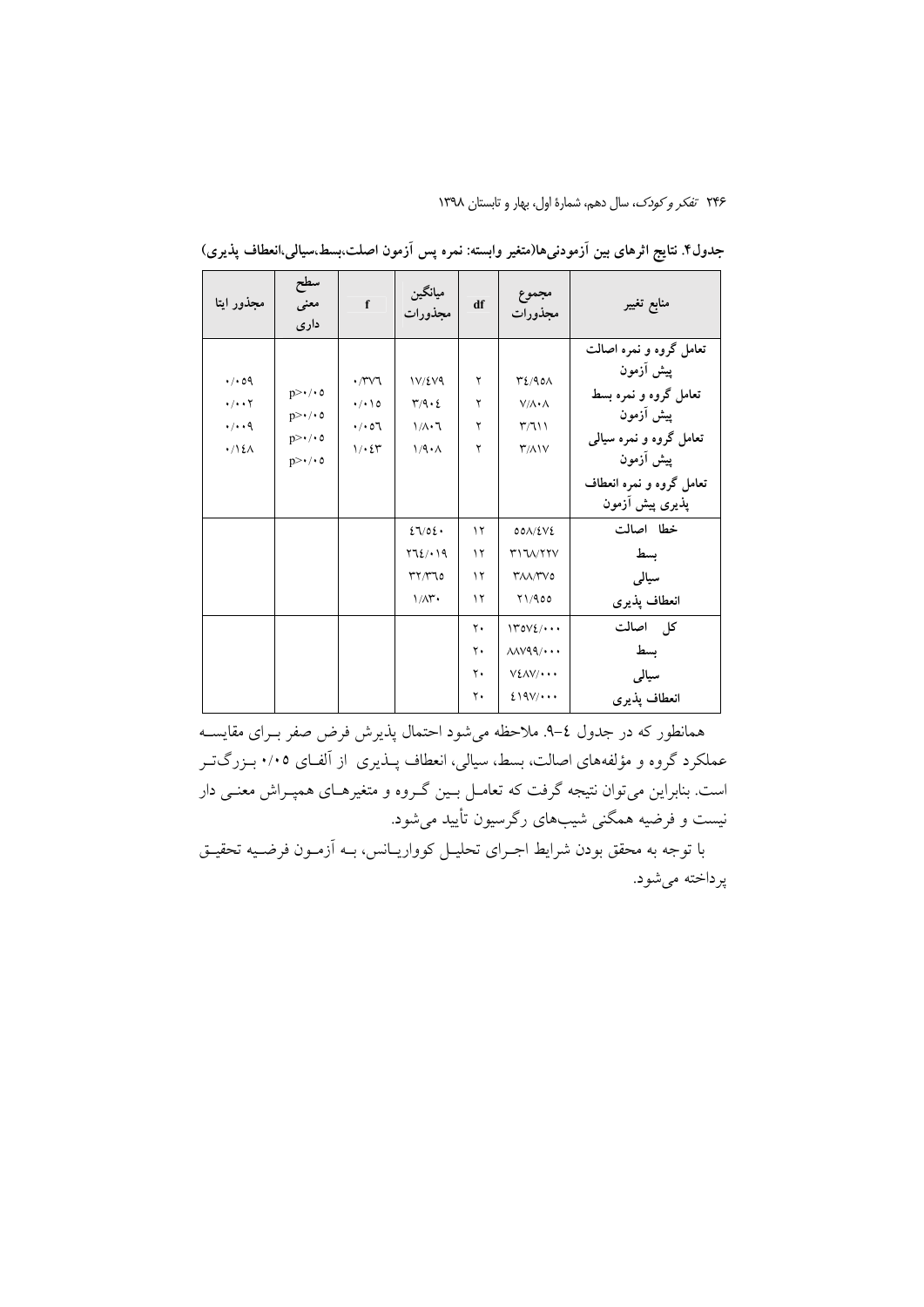**جدول۴. نتایج اثرهای بین آزمودنی‌ها(متغیر وابسته: نمره پس آزمون اصلت،بسط،سیالی،انعطاف پذیری)**

| منابع تغییر | مجموع مجذورات | df | میانگین مجذورات | f | سطح معنی داری | مجذور ایتا |
|---|---|---|---|---|---|---|
| تعامل گروه و نمره اصالت پیش آزمون<br>تعامل گروه و نمره بسط پیش آزمون<br>تعامل گروه و نمره سیالی پیش آزمون<br>تعامل گروه و نمره انعطاف پذیری پیش آزمون | ۳۴/۹۵۸<br>۷/۸۰۸<br>۳/۶۱۱<br>۳/۸۱۷ | ۲<br>۲<br>۲<br>۲ | ۱۷/۴۷۹<br>۳/۹۰۴<br>۱/۸۰۶<br>۱/۹۰۸ | ۰/۳۷۶<br>۰/۰۱۵<br>۰/۰۵۶<br>۱/۰۴۳ | p>۰/۰۵<br>p>۰/۰۵<br>p>۰/۰۵<br>p>۰/۰۵ | ۰/۰۵۹<br>۰/۰۰۲<br>۰/۰۰۹<br>۰/۱۴۸ |
| خطا اصالت<br>بسط<br>سیالی<br>انعطاف پذیری | ۵۵۸/۴۷۴<br>۳۱۶۸/۲۲۷<br>۳۸۸/۳۷۵<br>۲۱/۹۵۵ | ۱۲<br>۱۲<br>۱۲<br>۱۲ | ۴۶/۵۴۰<br>۲۶۴/۰۱۹<br>۳۲/۳۶۵<br>۱/۸۳۰ | | | |
| کل اصالت<br>بسط<br>سیالی<br>انعطاف پذیری | ۱۳۵۷۴/۰۰۰<br>۸۸۷۹۹/۰۰۰<br>۷۴۸۷/۰۰۰<br>۴۱۹۷/۰۰۰ | ۲۰<br>۲۰<br>۲۰<br>۲۰ | | | | |

همانطور که در جدول ٤-٩. ملاحظه می‌شود احتمال پذیرش فرض صفر بـرای مقایسـه عملکرد گروه و مؤلفه‌های اصالت، بسط، سیالی، انعطاف پـذیری از آلفـای ۰/۰۵ بـزرگ‌تـر است. بنابراین می‌توان نتیجه گرفت که تعامـل بـین گـروه و متغیرهـای همپـراش معنـی دار نیست و فرضیه همگنی شیب‌های رگرسیون تأیید می‌شود.

با توجه به محقق بودن شرایط اجـرای تحلیـل کوواریـانس، بـه آزمـون فرضـیه تحقیـق پرداخته می‌شود.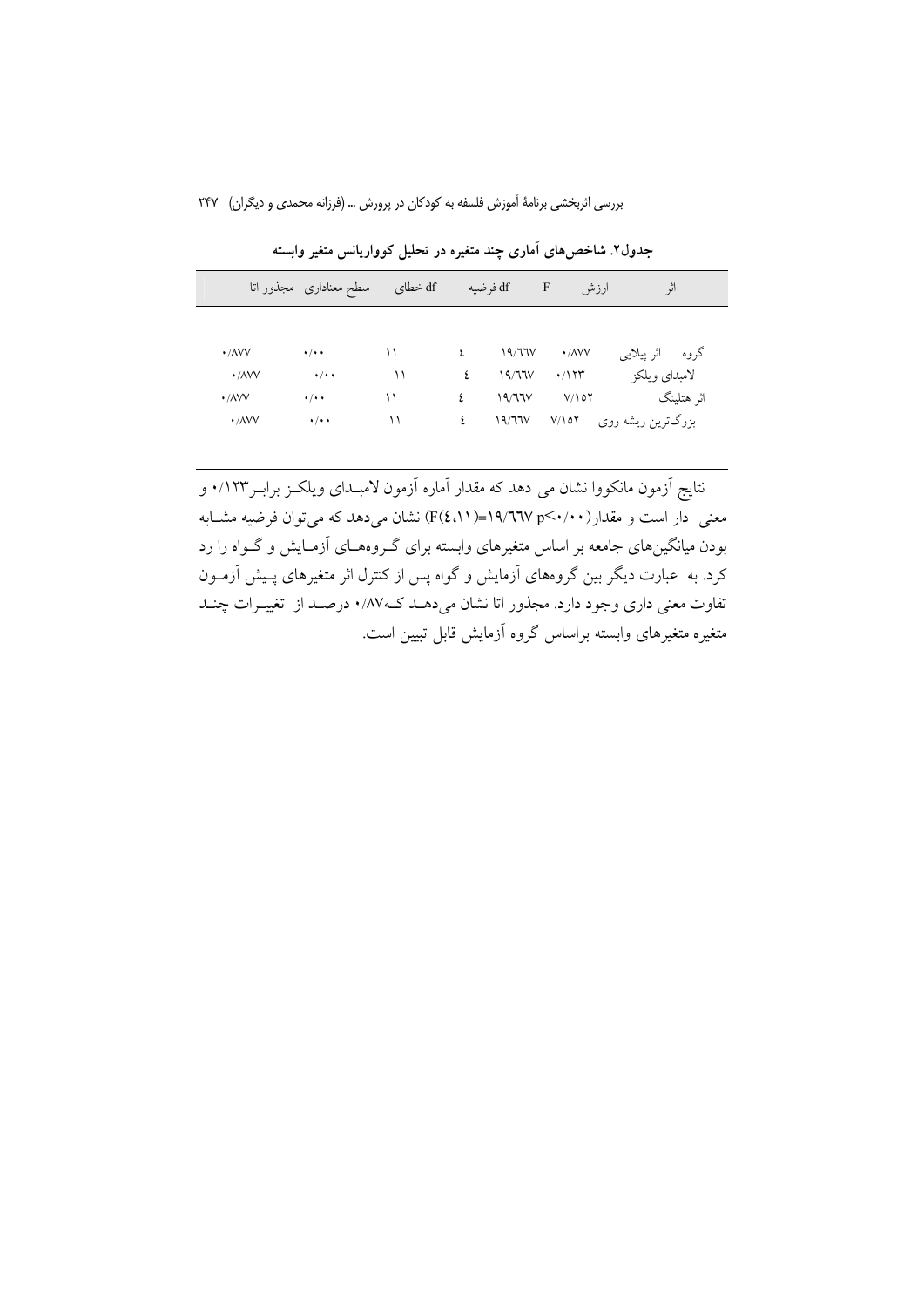**جدول۲. شاخص‌های آماری چند متغیره در تحلیل کوواریانس متغیر وابسته**

| اثر | | ارزش | F | df فرضیه | df خطای | سطح معناداری | مجذور اتا |
|---|---|---|---|---|---|---|---|
| گروه | اثر پیلایی | ۰/۸۷۷ | ۱۹/۶۶۷ | ٤ | ۱۱ | ۰/۰۰ | ۰/۸۷۷ |
| | لامبدای ویلکز | ۰/۱۲۳ | ۱۹/۶۶۷ | ٤ | ۱۱ | ۰/۰۰ | ۰/۸۷۷ |
| | اثر هتلینگ | ۷/۱۵۲ | ۱۹/۶۶۷ | ٤ | ۱۱ | ۰/۰۰ | ۰/۸۷۷ |
| | بزرگ‌ترین ریشه روی | ۷/۱۵۲ | ۱۹/۶۶۷ | ٤ | ۱۱ | ۰/۰۰ | ۰/۸۷۷ |

نتایج آزمون مانکووا نشان می دهد که مقدار آماره آزمون لامبدای ویلکز برابر ۰/۱۲۳ و معنی دار است و مقدار ($F(4,11)=19/667$ $p<0/00$) نشان می‌دهد که می‌توان فرضیه مشابه بودن میانگین‌های جامعه بر اساس متغیرهای وابسته برای گروه‌های آزمایش و گواه را رد کرد. به عبارت دیگر بین گروه‌های آزمایش و گواه پس از کنترل اثر متغیرهای پیش آزمون تفاوت معنی داری وجود دارد. مجذور اتا نشان می‌دهد که ۰/۸۷ درصد از تغییرات چند متغیره متغیرهای وابسته براساس گروه آزمایش قابل تبیین است.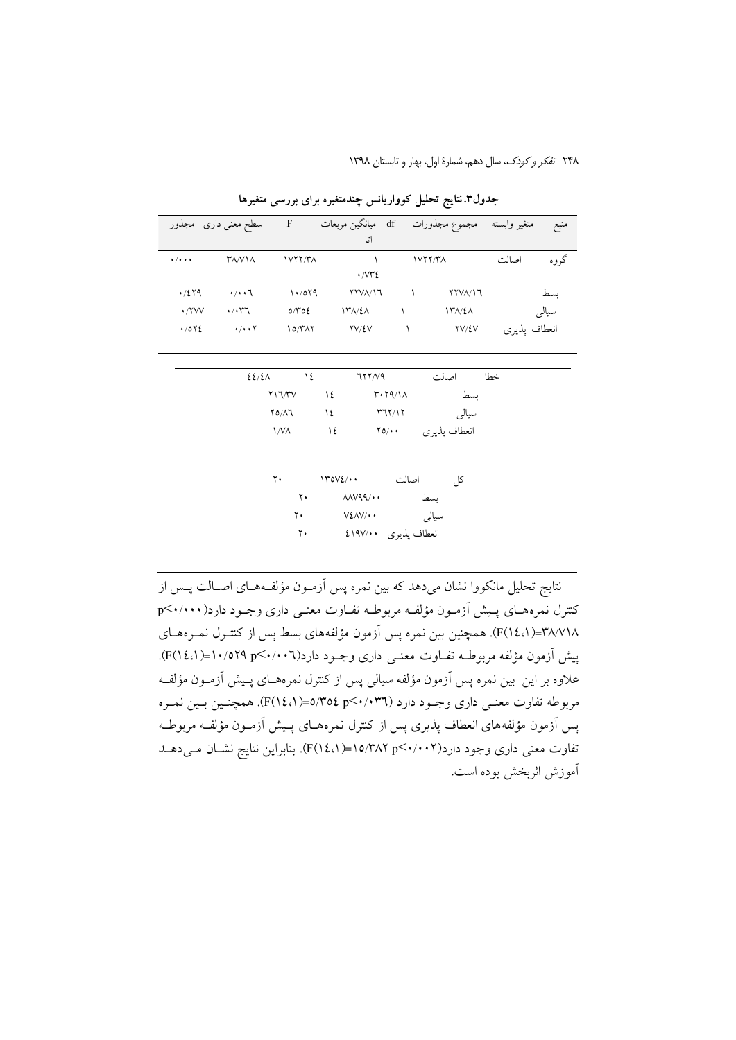**جدول۳.نتایج تحلیل کوواریانس چندمتغیره برای بررسی متغیرها**

| منبع | متغیر وابسته | مجموع مجذورات | df | میانگین مربعات اتا | F | سطح معنی داری | مجذور |
|---|---|---|---|---|---|---|---|
| گروه | اصالت | ۱۷۲۲/۳۸ | ۱ | ۰/۷۳۴ | ۱۷۲۲/۳۸ | ۳۸/۷۱۸ | ۰/۰۰۰ |
| | بسط | ۲۲۷۸/۱۶ | ۱ | ۲۲۷۸/۱۶ | ۱۰/۵۲۹ | ۰/۰۰۶ | ۰/۴۲۹ |
| | سیالی | ۱۳۸/۴۸ | ۱ | ۱۳۸/۴۸ | ۵/۳۵۴ | ۰/۰۳۶ | ۰/۲۷۷ |
| | انعطاف پذیری | ۲۷/۴۷ | ۱ | ۲۷/۴۷ | ۱۵/۳۸۲ | ۰/۰۰۲ | ۰/۵۲۴ |
| خطا | اصالت | ۶۲۲/۷۹ | ۱۴ | ۴۴/۴۸ | | | |
| | بسط | ۳۰۲۹/۱۸ | ۱۴ | ۲۱۶/۳۷ | | | |
| | سیالی | ۳۶۲/۱۲ | ۱۴ | ۲۵/۸۶ | | | |
| | انعطاف پذیری | ۲۵/۰۰ | ۱۴ | ۱/۷۸ | | | |
| کل | اصالت | ۱۳۵۷۴/۰۰ | ۲۰ | | | | |
| | بسط | ۸۸۷۹۹/۰۰ | ۲۰ | | | | |
| | سیالی | ۷۴۸۷/۰۰ | ۲۰ | | | | |
| | انعطاف پذیری | ۴۱۹۷/۰۰ | ۲۰ | | | | |

نتایج تحلیل مانکووا نشان می‌دهد که بین نمره پس آزمـون مؤلفـه‌هـای اصـالت پـس از کنترل نمره‌هـای پـیش آزمـون مؤلفـه مربوطـه تفـاوت معنـی داری وجـود دارد($p<۰/۰۰۰$ $F(۱۴،۱)=۳۸/۷۱۸$). همچنین بین نمره پس آزمون مؤلفه‌های بسط پس از کنتـرل نمـره‌هـای پیش آزمون مؤلفه مربوطه تفـاوت معنـی داری وجـود دارد($p<۰/۰۰۶$ $F(۱۴،۱)=۱۰/۵۲۹$). علاوه بر این بین نمره پس آزمون مؤلفه سیالی پس از کنترل نمره‌هـای پـیش آزمـون مؤلفـه مربوطه تفاوت معنـی داری وجـود دارد ($p<۰/۰۳۶$ $F(۱۴،۱)=۵/۳۵۴$). همچنـین بـین نمـره پس آزمون مؤلفه‌های انعطاف پذیری پس از کنترل نمره‌هـای پـیش آزمـون مؤلفـه مربوطـه تفاوت معنی داری وجود دارد($p<۰/۰۰۲$ $F(۱۴،۱)=۱۵/۳۸۲$). بنابراین نتایج نشـان مـی‌دهـد آموزش اثربخش بوده است.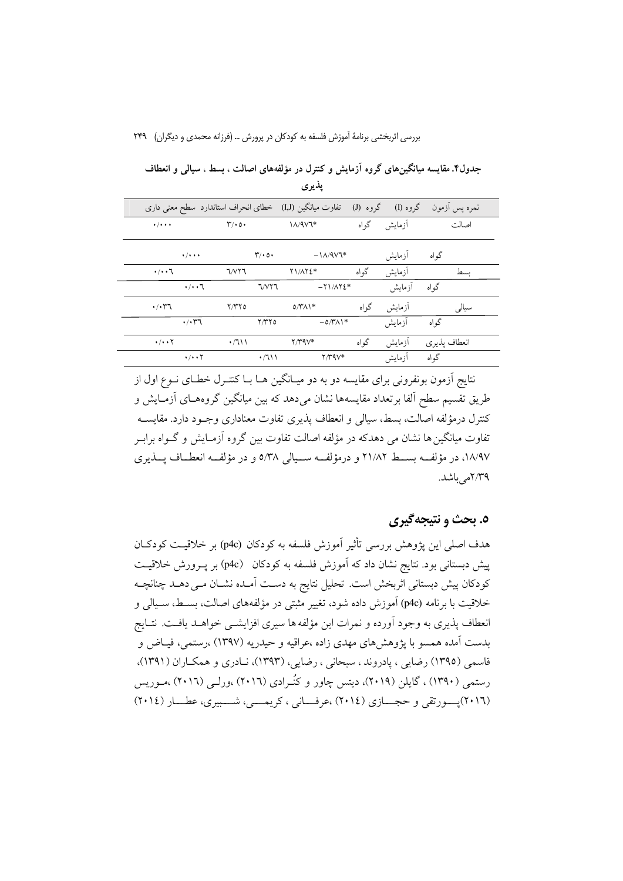**جدول۴. مقایسه میانگین‌های گروه آزمایش و کنترل در مؤلفه‌های اصالت ، بسط ، سیالی و انعطاف پذیری**

| نمره پس آزمون | گروه (I) | گروه (J) | تفاوت میانگین (I,J) | خطای انحراف استاندارد | سطح معنی داری |
|---|---|---|---|---|---|
| اصالت | آزمایش | گواه | ۱۸/۹۷۶* | ۳/۰۵۰ | ۰/۰۰۰ |
| | گواه | آزمایش | -۱۸/۹۷۶* | ۳/۰۵۰ | ۰/۰۰۰ |
| بسط | آزمایش | گواه | ۲۱/۸۲۴* | ۶/۷۲۶ | ۰/۰۰۶ |
| | گواه | آزمایش | -۲۱/۸۲۴* | ۶/۷۲۶ | ۰/۰۰۶ |
| سیالی | آزمایش | گواه | ۵/۳۸۱* | ۲/۳۲۵ | ۰/۰۳۶ |
| | گواه | آزمایش | -۵/۳۸۱* | ۲/۳۲۵ | ۰/۰۳۶ |
| انعطاف پذیری | آزمایش | گواه | ۲/۳۹۷* | ۰/۶۱۱ | ۰/۰۰۲ |
| | گواه | آزمایش | ۲/۳۹۷* | ۰/۶۱۱ | ۰/۰۰۲ |

نتایج آزمون بونفرونی برای مقایسه دو به دو میانگین ها با کنترل خطای نوع اول از طریق تقسیم سطح آلفا برتعداد مقایسه‌ها نشان می‌دهد که بین میانگین گروه‌های آزمایش و کنترل درمؤلفه اصالت، بسط، سیالی و انعطاف پذیری تفاوت معناداری وجود دارد. مقایسه تفاوت میانگین ها نشان می دهدکه در مؤلفه اصالت تفاوت بین گروه آزمایش و گواه برابر ۱۸/۹۷، در مؤلفه بسط ۲۱/۸۲ و درمؤلفه سیالی ۵/۳۸ و در مؤلفه انعطاف پذیری ۲/۳۹می باشد.

## ۵. بحث و نتیجه‌گیری

هدف اصلی این پژوهش بررسی تأثیر آموزش فلسفه به کودکان (p4c) بر خلاقیت کودکان پیش دبستانی بود. نتایج نشان داد که آموزش فلسفه به کودکان (p4c) بر پرورش خلاقیت کودکان پیش دبستانی اثربخش است. تحلیل نتایج به دست آمده نشان می دهد چنانچه خلاقیت با برنامه (p4c) آموزش داده شود، تغییر مثبتی در مؤلفه‌های اصالت، بسط، سیالی و انعطاف پذیری به وجود آورده و نمرات این مؤلفه ها سیری افزایشی خواهد یافت. نتایج بدست آمده همسو با پژوهش‌های مهدی زاده ،عراقیه و حیدریه (۱۳۹۷) ،رستمی، فیاض و قاسمی (۱۳۹۵) رضایی ، پادروند ، سبحانی ، رضایی، (۱۳۹۳)، نادری و همکاران (۱۳۹۱)، رستمی (۱۳۹۰) ، گایلن (۲۰۱۹)، دیتس چاور و کُنرادی (۲۰۱۶) ،ورلی (۲۰۱۶) ،موریس (۲۰۱۶)پورتقی و حجازی (۲۰۱۴) ،عرفانی ، کریمی، شبیری، عطار (۲۰۱۴)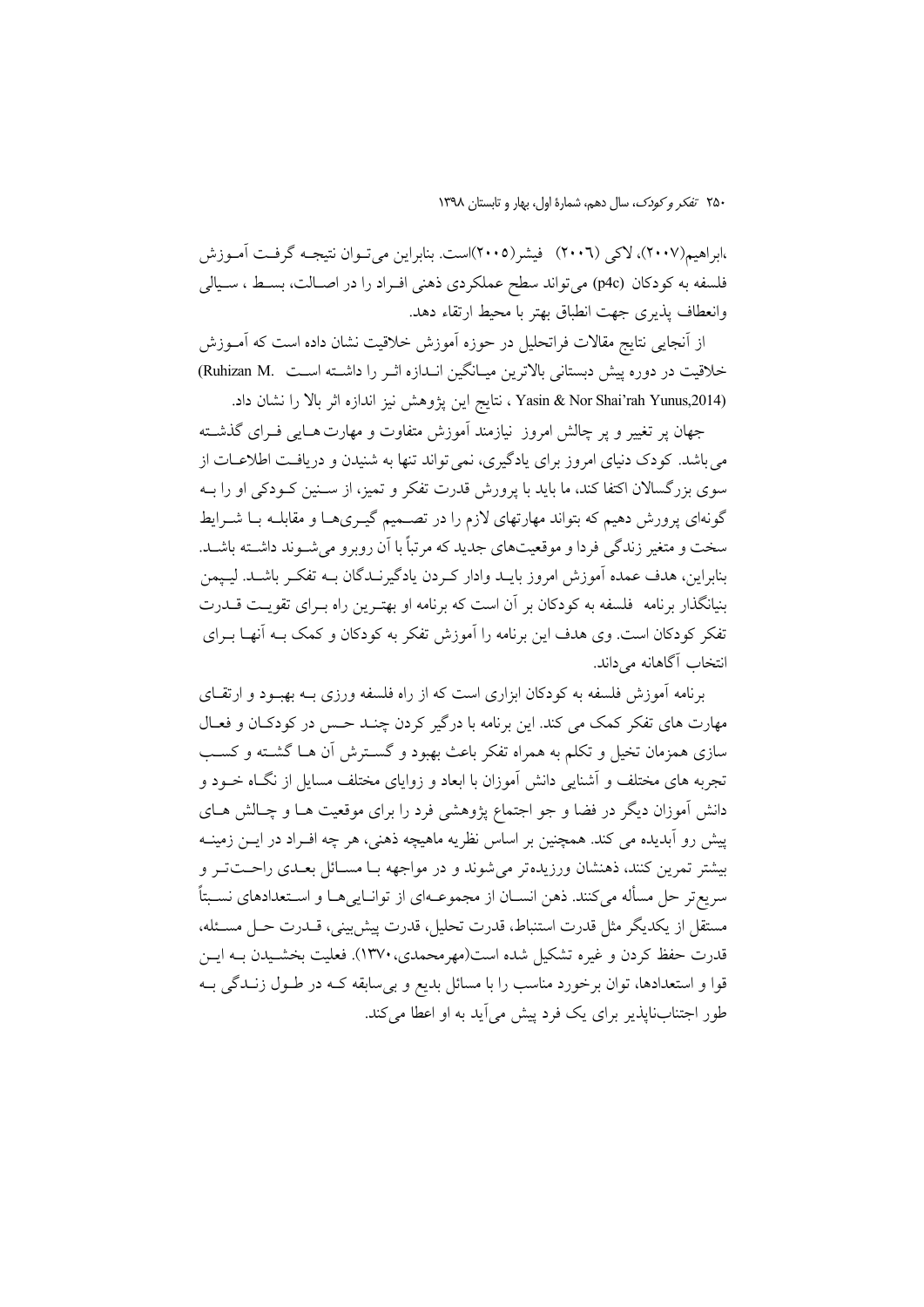،ابراهیم(۲۰۰۷)، لاکی (۲۰۰۶)  فیشر(۲۰۰۵)است. بنابراین می‌توان نتیجه گرفت آموزش فلسفه به کودکان (p4c) می‌تواند سطح عملکردی ذهنی افراد را در اصالت، بسط ، سیالی وانعطاف پذیری جهت انطباق بهتر با محیط ارتقاء دهد.

از آنجایی نتایج مقالات فراتحلیل در حوزه آموزش خلاقیت نشان داده است که آموزش خلاقیت در دوره پیش دبستانی بالاترین میانگین اندازه اثر را داشته است (Ruhizan M. Yasin & Nor Shai'rah Yunus,2014) ، نتایج این پژوهش نیز اندازه اثر بالا را نشان داد.

جهان پر تغییر و پر چالش امروز  نیازمند آموزش متفاوت و مهارت هایی فرای گذشته می باشد. کودک دنیای امروز برای یادگیری، نمی تواند تنها به شنیدن و دریافت اطلاعات از سوی بزرگسالان اکتفا کند، ما باید با پرورش قدرت تفکر و تمیز، از سنین کودکی او را به گونه‌ای پرورش دهیم که بتواند مهارتهای لازم را در تصمیم گیری‌ها و مقابله با شرایط سخت و متغیر زندگی فردا و موقعیت‌های جدید که مرتباً با آن روبرو می‌شوند داشته باشد. بنابراین، هدف عمده آموزش امروز باید وادار کردن یادگیرندگان به تفکر باشد. لیپمن بنیانگذار برنامه  فلسفه به کودکان بر آن است که برنامه او بهترین راه برای تقویت قدرت تفکر کودکان است. وی هدف این برنامه را آموزش تفکر به کودکان و کمک به آنها برای انتخاب آگاهانه می‌داند.

برنامه آموزش فلسفه به کودکان ابزاری است که از راه فلسفه ورزی به بهبود و ارتقای مهارت های تفکر کمک می کند. این برنامه با درگیر کردن چند حس در کودکان و فعال سازی همزمان تخیل و تکلم به همراه تفکر باعث بهبود و گسترش آن ها گشته و کسب تجربه های مختلف و آشنایی دانش آموزان با ابعاد و زوایای مختلف مسایل از نگاه خود و دانش آموزان دیگر در فضا و جو اجتماع پژوهشی فرد را برای موقعیت ها و چالش های پیش رو آبدیده می کند. همچنین بر اساس نظریه ماهیچه ذهنی، هر چه افراد در این زمینه بیشتر تمرین کنند، ذهنشان ورزیده‌تر می‌شوند و در مواجهه با مسائل بعدی راحت‌تر و سریع‌تر حل مسأله می‌کنند. ذهن انسان از مجموعه‌ای از توانایی‌ها و استعدادهای نسبتاً مستقل از یکدیگر مثل قدرت استنباط، قدرت تحلیل، قدرت پیش‌بینی، قدرت حل مسئله، قدرت حفظ کردن و غیره تشکیل شده است(مهرمحمدی،۱۳۷۰). فعلیت بخشیدن به این قوا و استعدادها، توان برخورد مناسب را با مسائل بدیع و بی‌سابقه که در طول زندگی به طور اجتناب‌ناپذیر برای یک فرد پیش می‌آید به او اعطا می‌کند.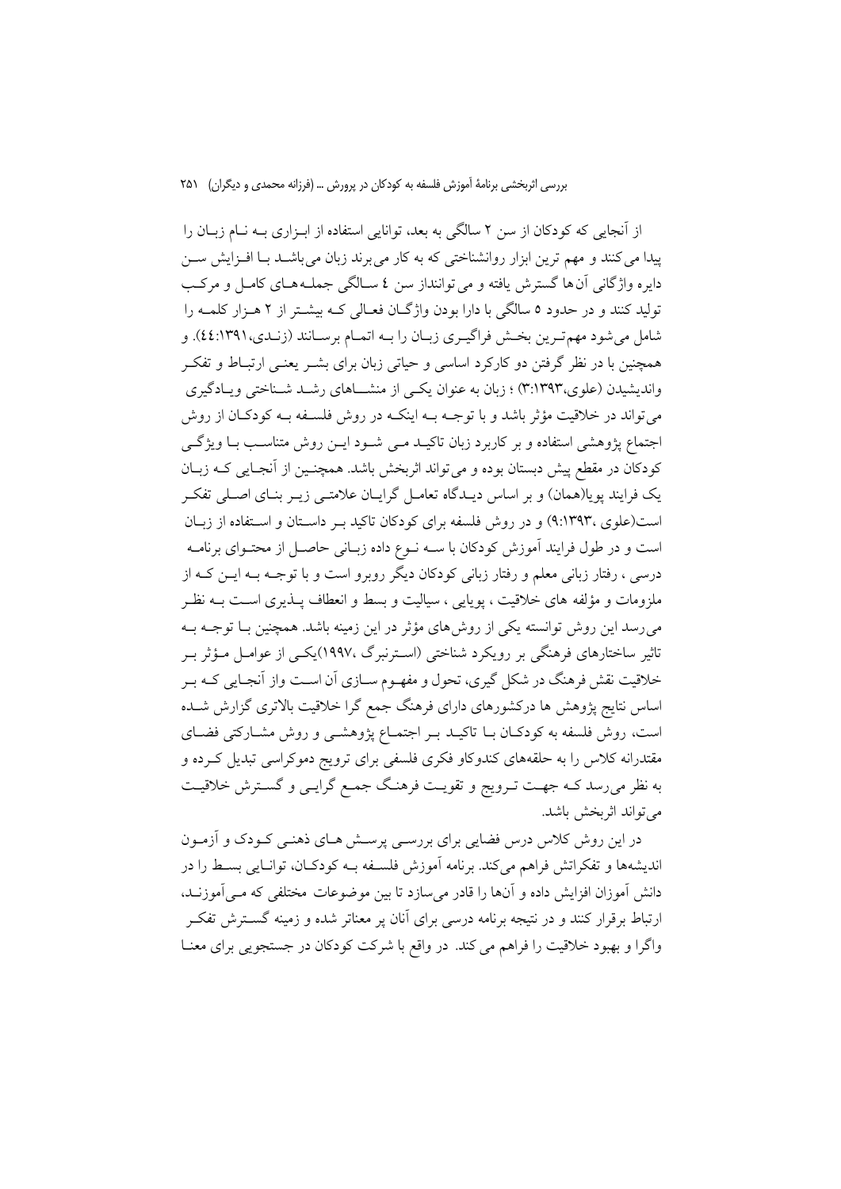از آنجایی که کودکان از سن ۲ سالگی به بعد، توانایی استفاده از ابـزاری بـه نـام زبـان را پیدا می‌کنند و مهم ترین ابزار روانشناختی که به کار می‌برند زبان می‌باشـد بـا افـزایش سـن دایره واژگانی آن‌ها گسترش یافته و می‌توانند از سن ٤ سـالگی جملـه‌هـای کامـل و مرکـب تولید کنند و در حدود ٥ سالگی با دارا بودن واژگـان فعـالی کـه بیشـتر از ۲ هـزار کلمـه را شامل می‌شود مهم‌تـرین بخـش فراگیـری زبـان را بـه اتمـام برسـانند (زنـدی،١٣٩١:٤٤). و همچنین با در نظر گرفتن دو کارکرد اساسی و حیاتی زبان برای بشـر یعنـی ارتبـاط و تفکـر واندیشیدن (علوی،١٣٩٣:٣) ؛ زبان به عنوان یکـی از منشـاهای رشـد شـناختی ویـادگیری می‌تواند در خلاقیت مؤثر باشد و با توجـه بـه اینکـه در روش فلسـفه بـه کودکـان از روش اجتماع پژوهشی استفاده و بر کاربرد زبان تاکیـد مـی شـود ایـن روش متناسـب بـا ویژگـی کودکان در مقطع پیش دبستان بوده و می‌تواند اثربخش باشد. همچنـین از آنجـایی کـه زبـان یک فرایند پویا(همان) و بر اساس دیـدگاه تعامـل گرایـان علامتـی زیـر بنـای اصـلی تفکـر است(علوی ،١٣٩٣:٩) و در روش فلسفه برای کودکان تاکید بـر داسـتان و اسـتفاده از زبـان است و در طول فرایند آموزش کودکان با سـه نـوع داده زبـانی حاصـل از محتـوای برنامـه درسی ، رفتار زبانی معلم و رفتار زبانی کودکان دیگر روبرو است و با توجـه بـه ایـن کـه از ملزومات و مؤلفه های خلاقیت ، پویایی ، سیالیت و بسط و انعطاف پـذیری اسـت بـه نظـر می‌رسد این روش توانسته یکی از روش‌های مؤثر در این زمینه باشد. همچنین بـا توجـه بـه تاثیر ساختارهای فرهنگی بر رویکرد شناختی (اسـترنبرگ ،١٩٩٧)یکـی از عوامـل مـؤثر بـر خلاقیت نقش فرهنگ در شکل گیری، تحول و مفهـوم سـازی آن اسـت واز آنجـایی کـه بـر اساس نتایج پژوهش ها درکشورهای دارای فرهنگ جمع گرا خلاقیت بالاتری گزارش شـده است، روش فلسفه به کودکـان بـا تاکیـد بـر اجتمـاع پژوهشـی و روش مشـارکتی فضـای مقتدرانه کلاس را به حلقه‌های کندوکاو فکری فلسفی برای ترویج دموکراسی تبدیل کـرده و به نظر می‌رسد کـه جهـت تـرویج و تقویـت فرهنـگ جمـع گرایـی و گسـترش خلاقیـت می‌تواند اثربخش باشد.

در این روش کلاس درس فضایی برای بررسـی پرسـش هـای ذهنـی کـودک و آزمـون اندیشه‌ها و تفکراتش فراهم می‌کند. برنامه آموزش فلسـفه بـه کودکـان، توانـایی بسـط را در دانش آموزان افزایش داده و آن‌ها را قادر می‌سازد تا بین موضوعات مختلفی که مـی‌آموزنـد، ارتباط برقرار کنند و در نتیجه برنامه درسی برای آنان پر معناتر شده و زمینه گسـترش تفکـر واگرا و بهبود خلاقیت را فراهم می کند. در واقع با شرکت کودکان در جستجویی برای معنـا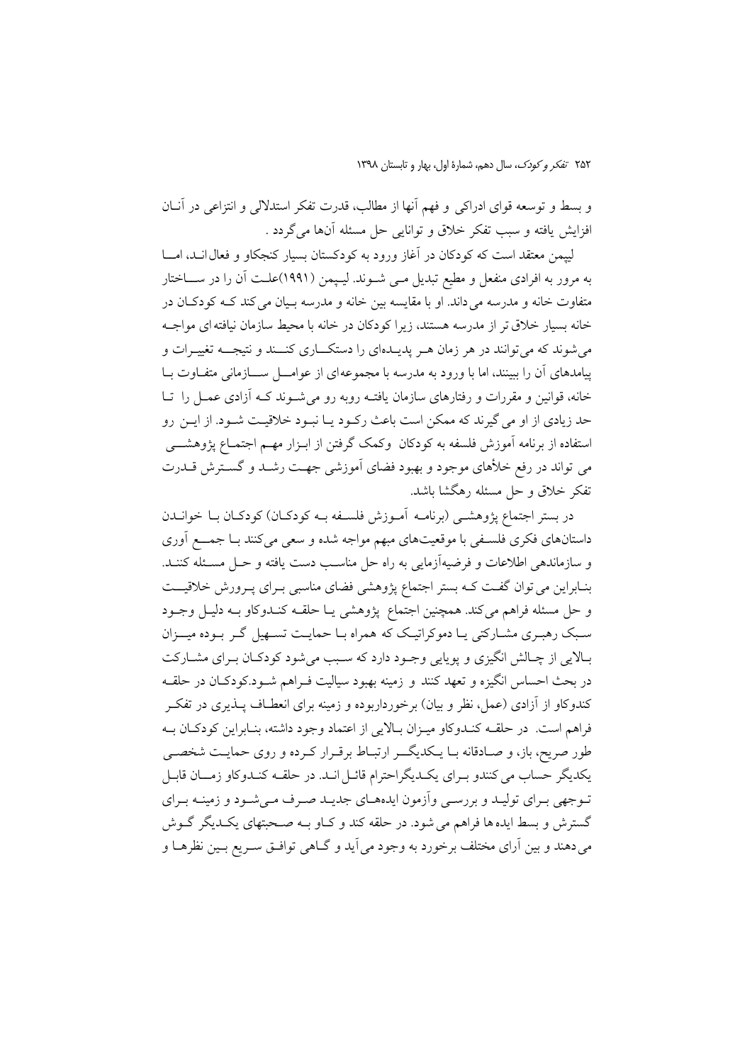و بسط و توسعه قوای ادراکی و فهم آنها از مطالب، قدرت تفکر استدلالی و انتزاعی در آنـان افزایش یافته و سبب تفکر خلاق و توانایی حل مسئله آن‌ها می‌گردد .

لیپمن معتقد است که کودکان در آغاز ورود به کودکستان بسیار کنجکاو و فعال‌انـد، امـا به مرور به افرادی منفعل و مطیع تبدیل مـی شـوند. لیـپمن (۱۹۹۱)علـت آن را در سـاختار متفاوت خانه و مدرسه می‌داند. او با مقایسه بین خانه و مدرسه بـیان می‌کند کـه کودکـان در خانه بسیار خلاق‌تر از مدرسه هستند، زیرا کودکان در خانه با محیط سازمان نیافته‌ای مواجـه می‌شوند که می‌توانند در هر زمان هـر پدیـده‌ای را دستکـاری کننـد و نتیجـه تغییـرات و پیامدهای آن را ببینند، اما با ورود به مدرسه با مجموعه‌ای از عوامـل سـازمانی متفـاوت بـا خانه، قوانین و مقررات و رفتارهای سازمان یافتـه روبه رو می‌شـوند کـه آزادی عمـل را تـا حد زیادی از او می گیرند که ممکن است باعث رکـود یـا نبـود خلاقیـت شـود. از ایـن رو استفاده از برنامه آموزش فلسفه به کودکان وکمک گرفتن از ابـزار مهـم اجتمـاع پژوهشـی می تواند در رفع خلأهای موجود و بهبود فضای آموزشی جهـت رشـد و گسـترش قـدرت تفکر خلاق و حل مسئله رهگشا باشد.

در بستر اجتماع پژوهشـی (برنامـه آمـوزش فلسـفه بـه کودکـان) کودکـان بـا خوانـدن داستان‌های فکری فلسـفی با موقعیت‌های مبهم مواجه شده و سعی می‌کنند بـا جمـع آوری و سازماندهی اطلاعات و فرضیه‌آزمایی به راه حل مناسـب دست یافته و حـل مسـئله کننـد. بنـابراین می توان گفـت کـه بستر اجتماع پژوهشی فضای مناسبی بـرای پـرورش خلاقیـت و حل مسئله فراهم می‌کند. همچنین اجتماع پژوهشی یـا حلقـه کنـدوکاو بـه دلیـل وجـود سـبک رهبـری مشـارکتی یـا دموکراتیـک که همراه بـا حمایـت تسـهیل گـر بـوده میـزان بـالایی از چـالش انگیزی و پویایی وجـود دارد که سـبب می‌شود کودکـان بـرای مشـارکت در بحث احساس انگیزه و تعهد کنند و زمینه بهبود سیالیت فـراهم شـود.کودکـان در حلقـه کندوکاو از آزادی (عمل، نظر و بیان) برخورداربوده و زمینه برای انعطـاف پـذیری در تفکـر فراهم است. در حلقـه کنـدوکاو میـزان بـالایی از اعتماد وجود داشته، بنـابراین کودکـان بـه طور صریح، باز، و صـادقانه بـا یـکدیگـر ارتبـاط برقـرار کـرده و روی حمایـت شخصـی یکدیگر حساب می کنندو بـرای یکـدیگراحترام قائـل انـد. در حلقـه کنـدوکاو زمـان قابـل تـوجهی بـرای تولیـد و بررسـی وآزمون ایده‌هـای جدیـد صـرف مـی‌شـود و زمینـه بـرای گسترش و بسط ایده ها فراهم می شود. در حلقه کند و کـاو بـه صـحبتهای یکـدیگر گـوش می‌دهند و بین آرای مختلف برخورد به وجود می‌آید و گـاهی توافـق سـریع بـین نظرهـا و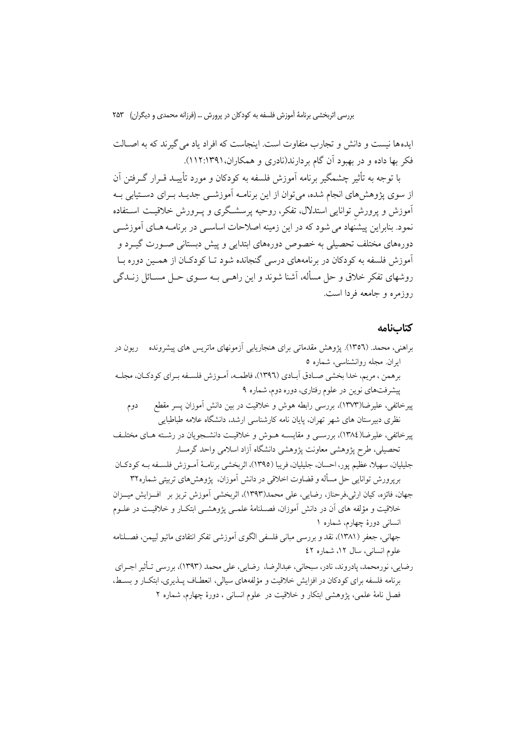ایده‌ها نیست و دانش و تجارب متفاوت است. اینجاست که افراد یاد می گیرند که به اصالت فکر بها داده و در بهبود آن گام بردارند(نادری و همکاران،۱۳۹۱:۱۱۲).

با توجه به تأثیر چشمگیر برنامه آموزش فلسفه به کودکان و مورد تأیید قرار گرفتن آن از سوی پژوهش‌های انجام شده، می‌توان از این برنامه آموزشی جدید برای دستیابی به آموزش و پرورشِ توانایی استدلال، تفکر، روحیه پرسشگری و پرورش خلاقیت استفاده نمود. بنابراین پیشنهاد می شود که در این زمینه اصلاحات اساسی در برنامه های آموزشی دوره‌های مختلف تحصیلی به خصوص دوره‌های ابتدایی و پیش دبستانی صورت گیرد و آموزش فلسفه به کودکان در برنامه‌های درسی گنجانده شود تا کودکان از همین دوره با روشهای تفکر خلاق و حل مسأله، آشنا شوند و این راهی به سوی حل مسائل زندگی روزمره و جامعه فردا است.

## کتاب‌نامه

براهنی، محمد. (۱۳۵۶). پژوهش مقدماتی برای هنجاریابی آزمونهای ماتریس های پیشرونده ریون در ایران. مجله روانشناسی، شماره ۵

برهمن ، مریم، خدا بخشی صادق آبادی (۱۳۹۶)، فاطمه، آموزش فلسفه برای کودکان، مجله پیشرفت‌های نوین در علوم رفتاری، دوره دوم، شماره ۹

پیرخائفی، علیرضا(۱۳۷۳)، بررسی رابطه هوش و خلاقیت در بین دانش آموزان پسر مقطع دوم نظری دبیرستان های شهر تهران، پایان نامه کارشناسی ارشد، دانشگاه علامه طباطبایی

پیرخائفی، علیرضا(۱۳۸٤)، بررسی و مقایسه هوش و خلاقیت دانشجویان در رشته های مختلف تحصیلی، طرح پژوهشی معاونت پژوهشی دانشگاه آزاد اسلامی واحد گرمسار

جلیلیان، سهیلا، عظیم پور، احسان، جلیلیان، فریبا (۱۳۹۵)، اثربخشی برنامهٔ آموزش فلسفه به کودکان برپرورش توانایی حل مسأله و قضاوت اخلاقی در دانش آموزان، پژوهش‌های تربیتی شماره۳۲

جهان، فائزه، کیان ارثی،فرحناز، رضایی، علی محمد(۱۳۹۳)، اثربخشی آموزش تریز بر افزایش میزان خلاقیت و مؤلفه های آن در دانش آموزان، فصلنامهٔ علمی پژوهشی ابتکار و خلاقیت در علوم انسانی دورهٔ چهارم، شماره ۱

جهانی، جعفر (۱۳۸۱)، نقد و بررسی مبانی فلسفی الگوی آموزشی تفکر انتقادی ماتیو لیپمن، فصلنامه علوم انسانی، سال ۱۲، شماره ٤٢

رضایی، نورمحمد، پادروند، نادر، سبحانی، عبدالرضا، رضایی، علی محمد (۱۳۹۳)، بررسی تأثیر اجرای برنامه فلسفه برای کودکان در افزایش خلاقیت و مؤلفه‌های سیالی، انعطاف پذیری، ابتکار و بسط، فصل نامهٔ علمی، پژوهشی ابتکار و خلاقیت در علوم انسانی ، دورهٔ چهارم، شماره ۲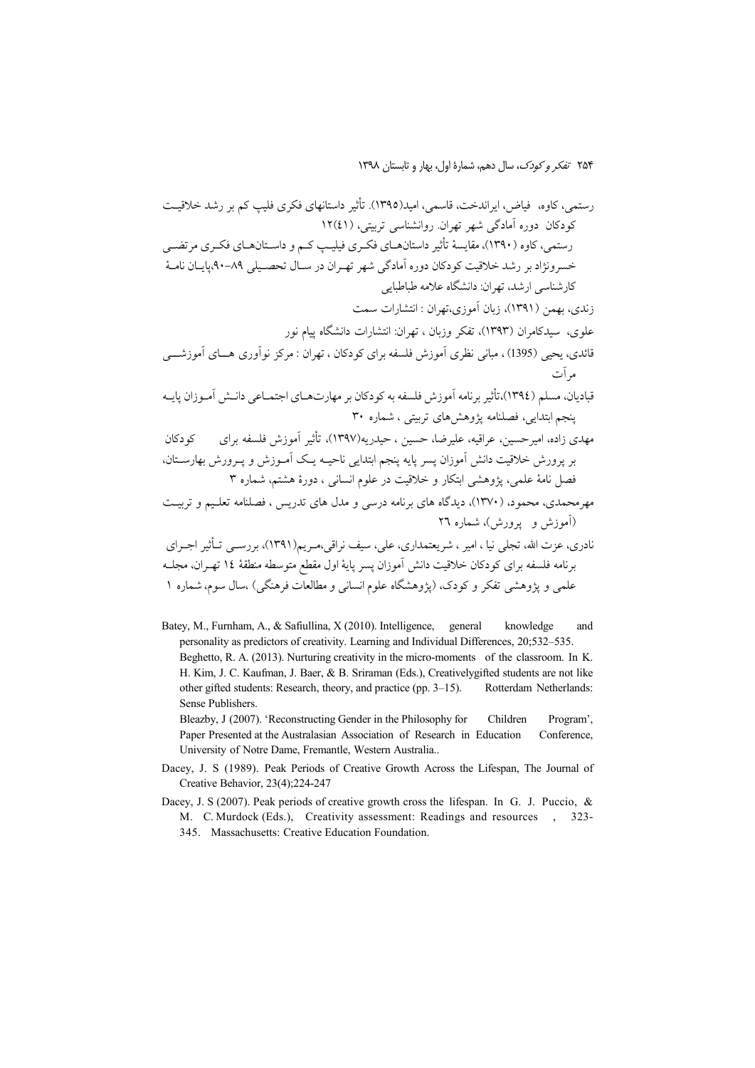رستمی، کاوه، فیاض، ایراندخت، قاسمی، امید(۱۳۹۵). تأثیر داستانهای فکری فلیپ کم بر رشد خلاقیت کودکان دوره آمادگی شهر تهران. روانشناسی تربیتی، ۱۲(٤١)

رستمی، کاوه (۱۳۹۰)، مقایسهٔ تأثیر داستان‌های فکری فیلیپ کم و داستان‌های فکری مرتضی خسرونژاد بر رشد خلاقیت کودکان دوره آمادگی شهر تهران در سال تحصیلی ۸۹-۹۰،پایان نامهٔ کارشناسی ارشد، تهران: دانشگاه علامه طباطبایی

زندی، بهمن (۱۳۹۱)، زبان آموزی،تهران : انتشارات سمت

علوی، سیدکامران (۱۳۹۳)، تفکر وزبان ، تهران: انتشارات دانشگاه پیام نور

قائدی، یحیی (1395) ، مبانی نظری آموزش فلسفه برای کودکان ، تهران : مرکز نوآوری های آموزشی مرآت

قبادیان، مسلم (۱۳۹٤)،تأثیر برنامه آموزش فلسفه به کودکان بر مهارت‌های اجتماعی دانش آموزان پایه پنجم ابتدایی، فصلنامه پژوهش‌های تربیتی ، شماره ۳۰

مهدی زاده، امیرحسین، عراقیه، علیرضا، حسین ، حیدریه(۱۳۹۷)، تأثیر آموزش فلسفه برای کودکان بر پرورش خلاقیت دانش آموزان پسر پایه پنجم ابتدایی ناحیه یک آموزش و پرورش بهارستان، فصل نامهٔ علمی، پژوهشی ابتکار و خلاقیت در علوم انسانی ، دورهٔ هشتم، شماره ۳

مهرمحمدی، محمود، (۱۳۷۰)، دیدگاه های برنامه درسی و مدل های تدریس ، فصلنامه تعلیم و تربیت (آموزش و پرورش)، شماره ٢٦

نادری، عزت الله، تجلی نیا ، امیر ، شریعتمداری، علی، سیف نراقی،مریم(۱۳۹۱)، بررسی تأثیر اجرای برنامه فلسفه برای کودکان بر خلاقیت دانش آموزان پسر پایهٔ اول مقطع متوسطه منطقهٔ ١٤ تهران، مجله علمی و پژوهشی تفکر و کودک، (پژوهشگاه علوم انسانی و مطالعات فرهنگی) ،سال سوم، شماره ۱

Batey, M., Furnham, A., & Safiullina, X (2010). Intelligence, general knowledge and personality as predictors of creativity. Learning and Individual Differences, 20;532–535.

Beghetto, R. A. (2013). Nurturing creativity in the micro-moments of the classroom. In K. H. Kim, J. C. Kaufman, J. Baer, & B. Sriraman (Eds.), Creativelygifted students are not like other gifted students: Research, theory, and practice (pp. 3–15). Rotterdam Netherlands: Sense Publishers.

Bleazby, J (2007). 'Reconstructing Gender in the Philosophy for Children Program', Paper Presented at the Australasian Association of Research in Education Conference, University of Notre Dame, Fremantle, Western Australia..

Dacey, J. S (1989). Peak Periods of Creative Growth Across the Lifespan, The Journal of Creative Behavior, 23(4);224-247

Dacey, J. S (2007). Peak periods of creative growth cross the lifespan. In G. J. Puccio, & M. C. Murdock (Eds.), Creativity assessment: Readings and resources , 323-345. Massachusetts: Creative Education Foundation.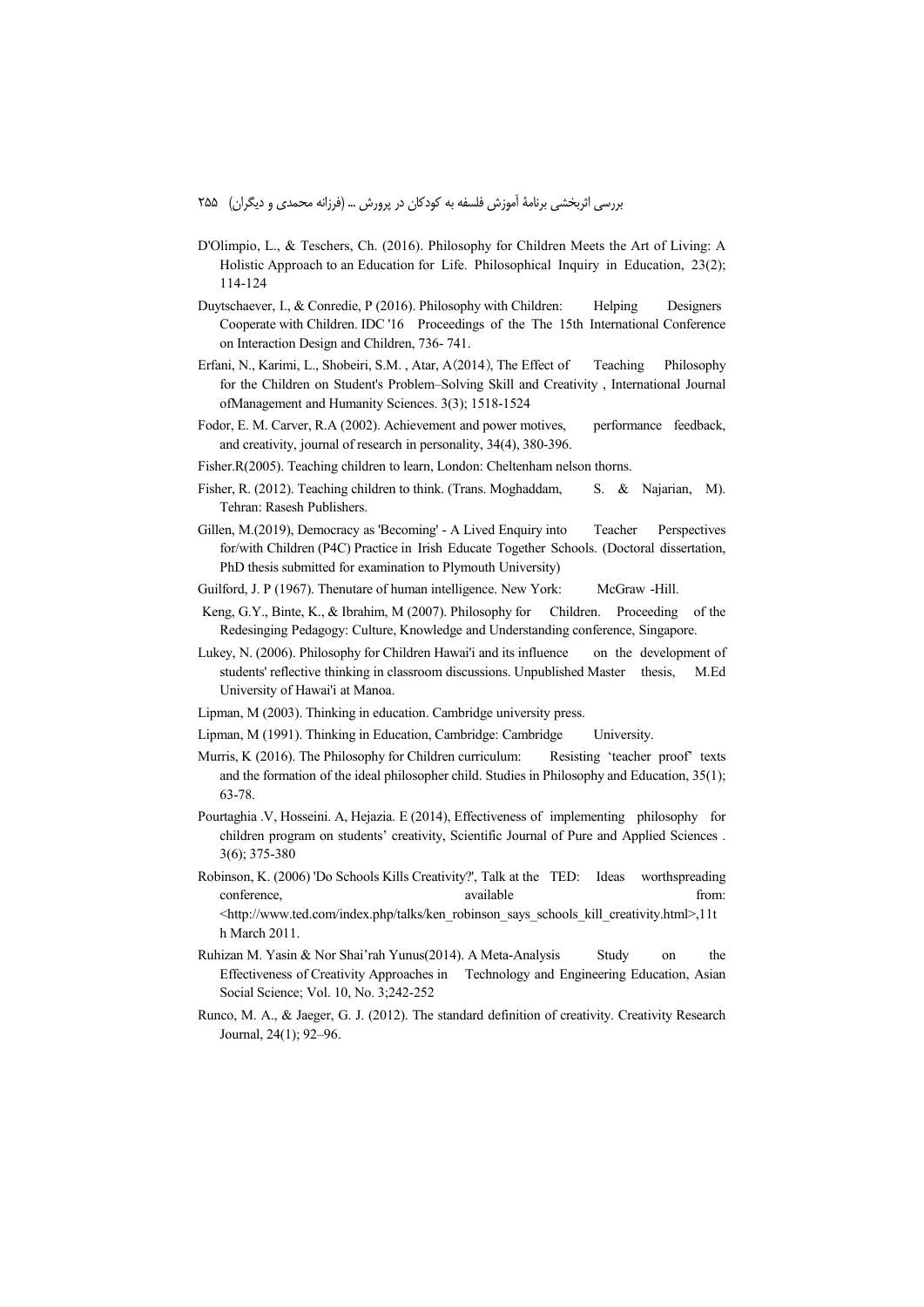D'Olimpio, L., & Teschers, Ch. (2016). Philosophy for Children Meets the Art of Living: A Holistic Approach to an Education for Life. Philosophical Inquiry in Education, 23(2); 114-124

Duytschaever, I., & Conredie, P (2016). Philosophy with Children: Helping Designers Cooperate with Children. IDC '16 Proceedings of the The 15th International Conference on Interaction Design and Children, 736- 741.

Erfani, N., Karimi, L., Shobeiri, S.M. , Atar, A(2014), The Effect of Teaching Philosophy for the Children on Student's Problem–Solving Skill and Creativity , International Journal ofManagement and Humanity Sciences. 3(3); 1518-1524

Fodor, E. M. Carver, R.A (2002). Achievement and power motives, performance feedback, and creativity, journal of research in personality, 34(4), 380-396.

Fisher.R(2005). Teaching children to learn, London: Cheltenham nelson thorns.

Fisher, R. (2012). Teaching children to think. (Trans. Moghaddam, S. & Najarian, M). Tehran: Rasesh Publishers.

Gillen, M.(2019), Democracy as 'Becoming' - A Lived Enquiry into Teacher Perspectives for/with Children (P4C) Practice in Irish Educate Together Schools. (Doctoral dissertation, PhD thesis submitted for examination to Plymouth University)

Guilford, J. P (1967). Thenutare of human intelligence. New York: McGraw -Hill.

Keng, G.Y., Binte, K., & Ibrahim, M (2007). Philosophy for Children. Proceeding of the Redesinging Pedagogy: Culture, Knowledge and Understanding conference, Singapore.

Lukey, N. (2006). Philosophy for Children Hawai'i and its influence on the development of students' reflective thinking in classroom discussions. Unpublished Master thesis, M.Ed University of Hawai'i at Manoa.

Lipman, M (2003). Thinking in education. Cambridge university press.

Lipman, M (1991). Thinking in Education, Cambridge: Cambridge University.

Murris, K (2016). The Philosophy for Children curriculum: Resisting 'teacher proof' texts and the formation of the ideal philosopher child. Studies in Philosophy and Education, 35(1); 63-78.

Pourtaghia .V, Hosseini. A, Hejazia. E (2014), Effectiveness of implementing philosophy for children program on students' creativity, Scientific Journal of Pure and Applied Sciences . 3(6); 375-380

Robinson, K. (2006) 'Do Schools Kills Creativity?', Talk at the TED: Ideas worthspreading conference, available from: <http://www.ted.com/index.php/talks/ken_robinson_says_schools_kill_creativity.html>,11th March 2011.

Ruhizan M. Yasin & Nor Shai'rah Yunus(2014). A Meta-Analysis Study on the Effectiveness of Creativity Approaches in Technology and Engineering Education, Asian Social Science; Vol. 10, No. 3;242-252

Runco, M. A., & Jaeger, G. J. (2012). The standard definition of creativity. Creativity Research Journal, 24(1); 92–96.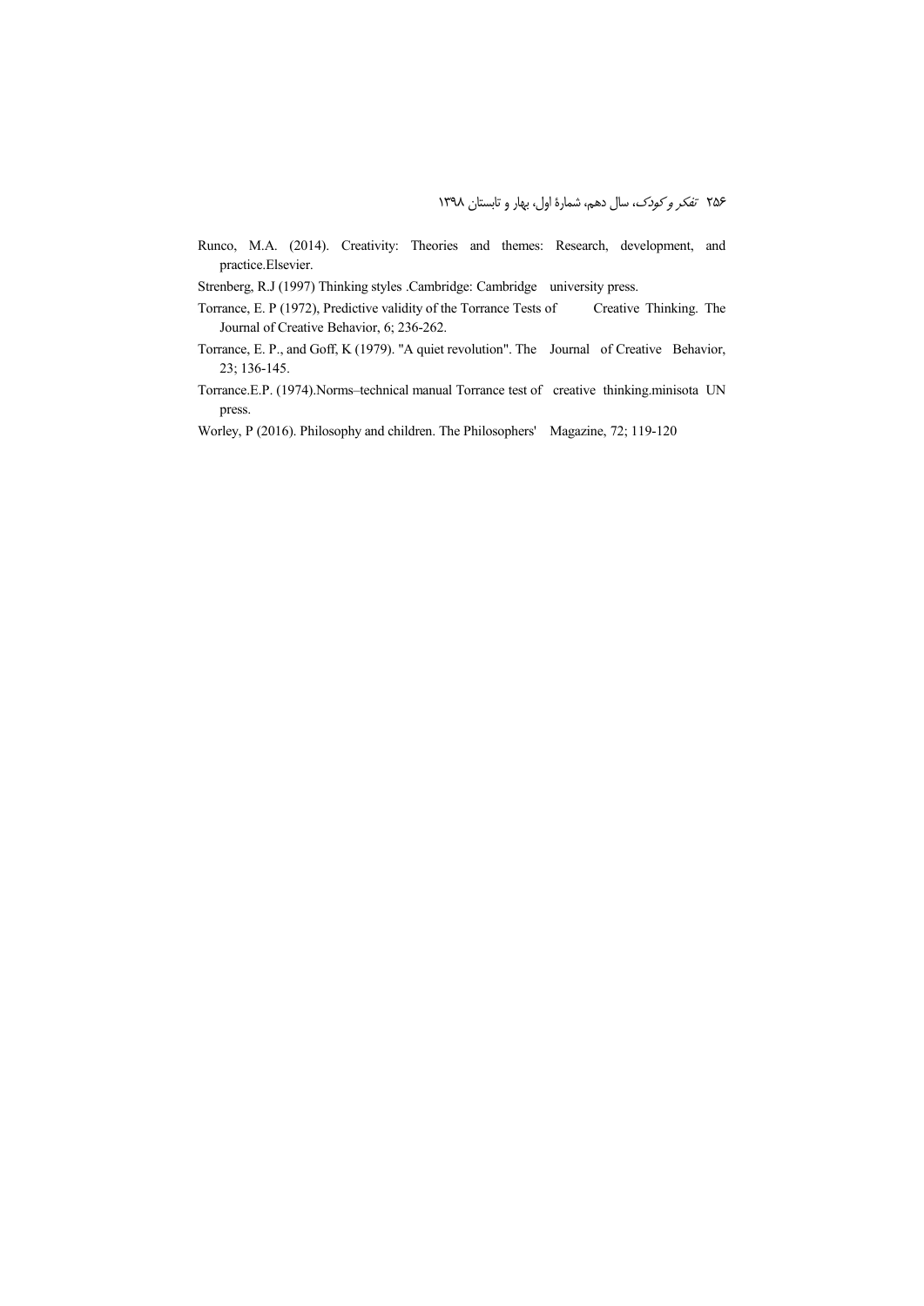Runco, M.A. (2014). Creativity: Theories and themes: Research, development, and practice.Elsevier.

Strenberg, R.J (1997) Thinking styles .Cambridge: Cambridge university press.

Torrance, E. P (1972), Predictive validity of the Torrance Tests of Creative Thinking. The Journal of Creative Behavior, 6; 236-262.

Torrance, E. P., and Goff, K (1979). "A quiet revolution". The Journal of Creative Behavior, 23; 136-145.

Torrance.E.P. (1974).Norms–technical manual Torrance test of creative thinking.minisota UN press.

Worley, P (2016). Philosophy and children. The Philosophers' Magazine, 72; 119-120